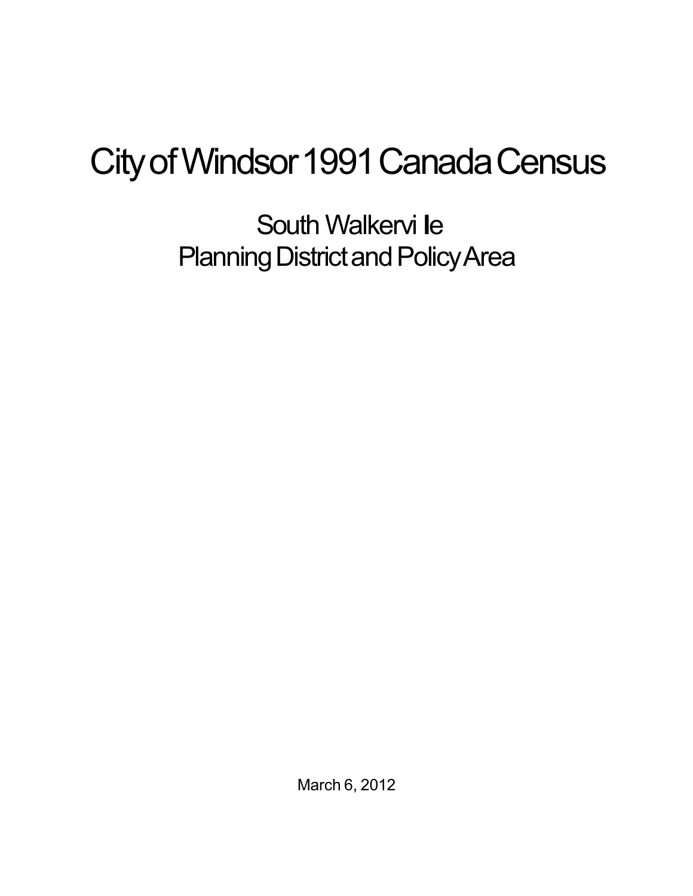# City of Windsor 1991 Canada Census

## South Walkervi lle
## Planning District and Policy Area

March 6, 2012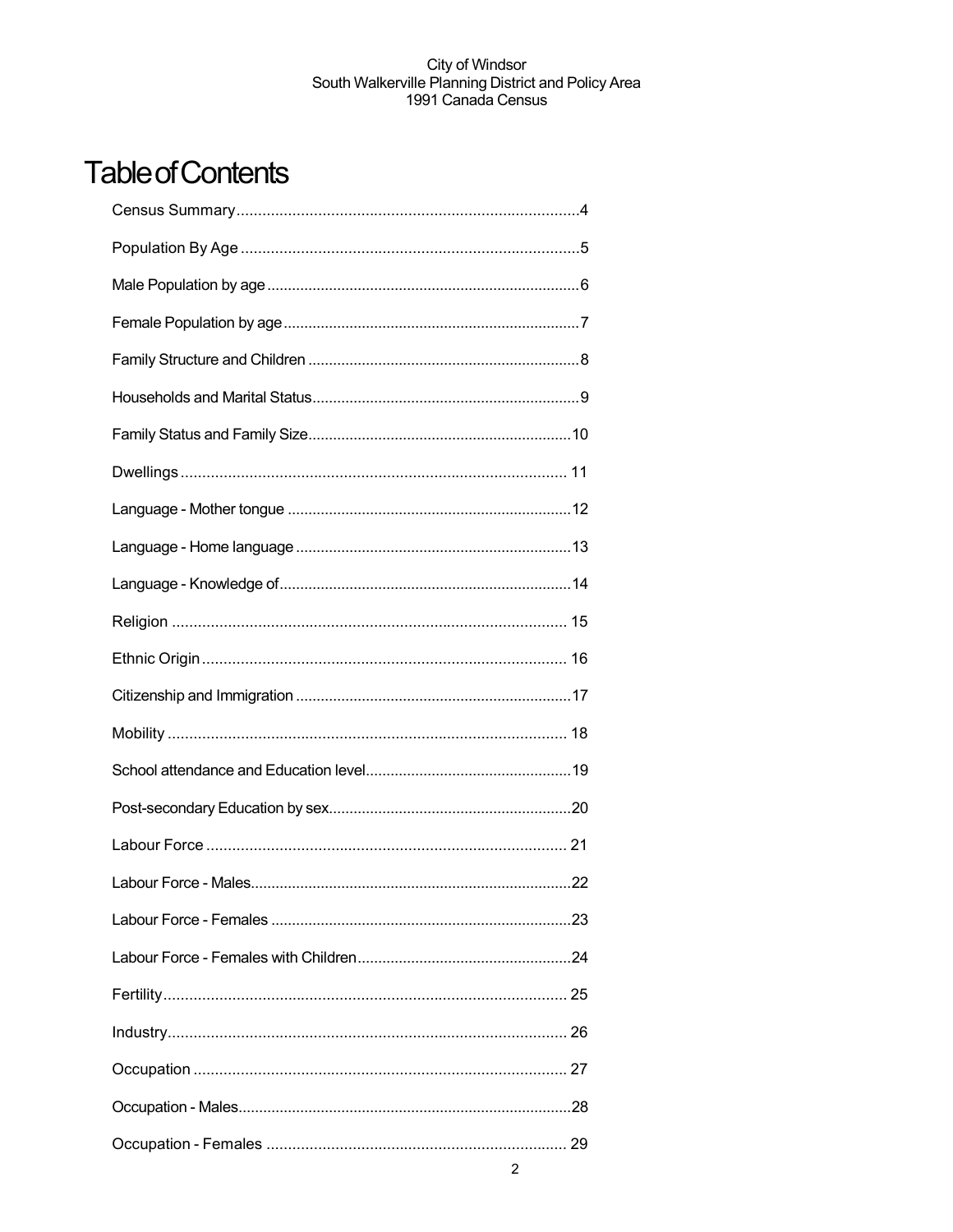# Table of Contents

Census Summary ....................................................................... 4

Population By Age ...................................................................... 5

Male Population by age ............................................................... 6

Female Population by age ........................................................... 7

Family Structure and Children ..................................................... 8

Households and Marital Status .................................................... 9

Family Status and Family Size ................................................... 10

Dwellings ................................................................................... 11

Language - Mother tongue ......................................................... 12

Language - Home language ....................................................... 13

Language - Knowledge of ........................................................... 14

Religion ..................................................................................... 15

Ethnic Origin .............................................................................. 16

Citizenship and Immigration ....................................................... 17

Mobility ...................................................................................... 18

School attendance and Education level ...................................... 19

Post-secondary Education by sex ............................................... 20

Labour Force .............................................................................. 21

Labour Force - Males .................................................................. 22

Labour Force - Females .............................................................. 23

Labour Force - Females with Children ........................................ 24

Fertility ....................................................................................... 25

Industry ...................................................................................... 26

Occupation ................................................................................. 27

Occupation - Males .................................................................... 28

Occupation - Females ................................................................ 29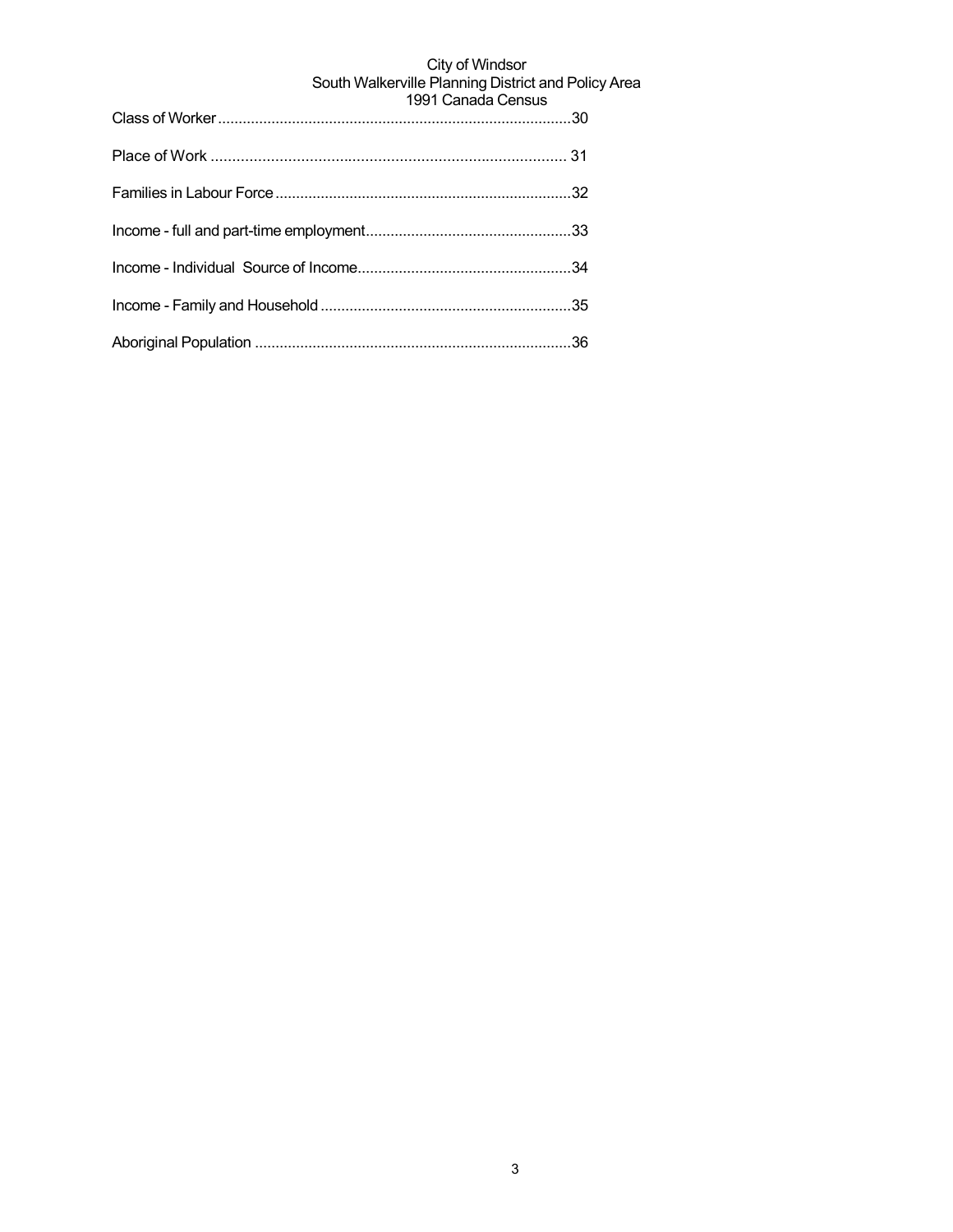Class of Worker......................................................................................30

Place of Work ..................................................................................... 31

Families in Labour Force........................................................................32

Income - full and part-time employment..................................................33

Income - Individual Source of Income....................................................34

Income - Family and Household .............................................................35

Aboriginal Population .............................................................................36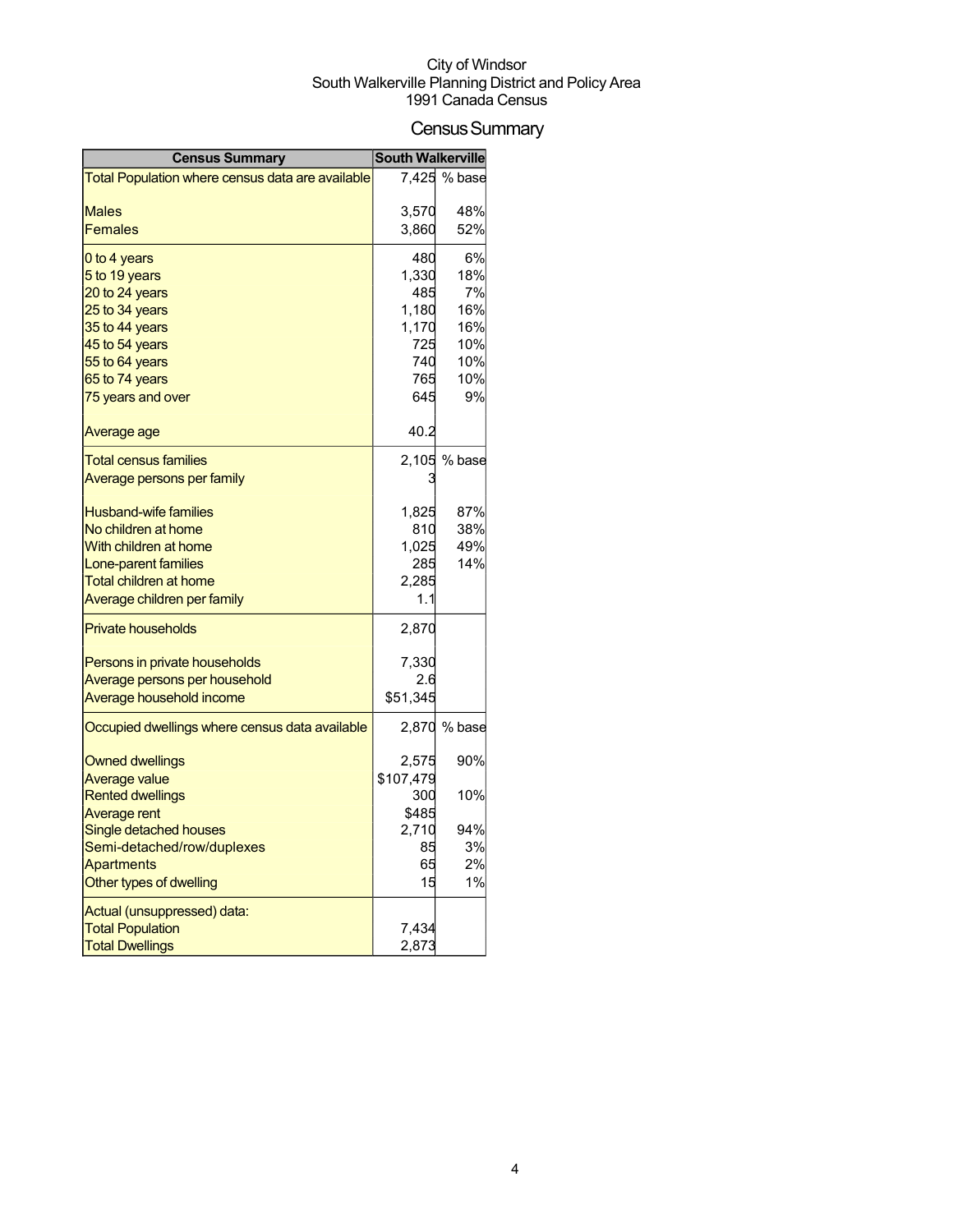City of Windsor
South Walkerville Planning District and Policy Area
1991 Canada Census

# Census Summary

| Census Summary | South Walkerville | |
|---|---|---|
| Total Population where census data are available | 7,425 | % base |
| Males | 3,570 | 48% |
| Females | 3,860 | 52% |
| 0 to 4 years | 480 | 6% |
| 5 to 19 years | 1,330 | 18% |
| 20 to 24 years | 485 | 7% |
| 25 to 34 years | 1,180 | 16% |
| 35 to 44 years | 1,170 | 16% |
| 45 to 54 years | 725 | 10% |
| 55 to 64 years | 740 | 10% |
| 65 to 74 years | 765 | 10% |
| 75 years and over | 645 | 9% |
| Average age | 40.2 | |
| Total census families | 2,105 | % base |
| Average persons per family | 3 | |
| Husband-wife families | 1,825 | 87% |
| No children at home | 810 | 38% |
| With children at home | 1,025 | 49% |
| Lone-parent families | 285 | 14% |
| Total children at home | 2,285 | |
| Average children per family | 1.1 | |
| Private households | 2,870 | |
| Persons in private households | 7,330 | |
| Average persons per household | 2.6 | |
| Average household income | $51,345 | |
| Occupied dwellings where census data available | 2,870 | % base |
| Owned dwellings | 2,575 | 90% |
| Average value | $107,479 | |
| Rented dwellings | 300 | 10% |
| Average rent | $485 | |
| Single detached houses | 2,710 | 94% |
| Semi-detached/row/duplexes | 85 | 3% |
| Apartments | 65 | 2% |
| Other types of dwelling | 15 | 1% |
| Actual (unsuppressed) data: | | |
| Total Population | 7,434 | |
| Total Dwellings | 2,873 | |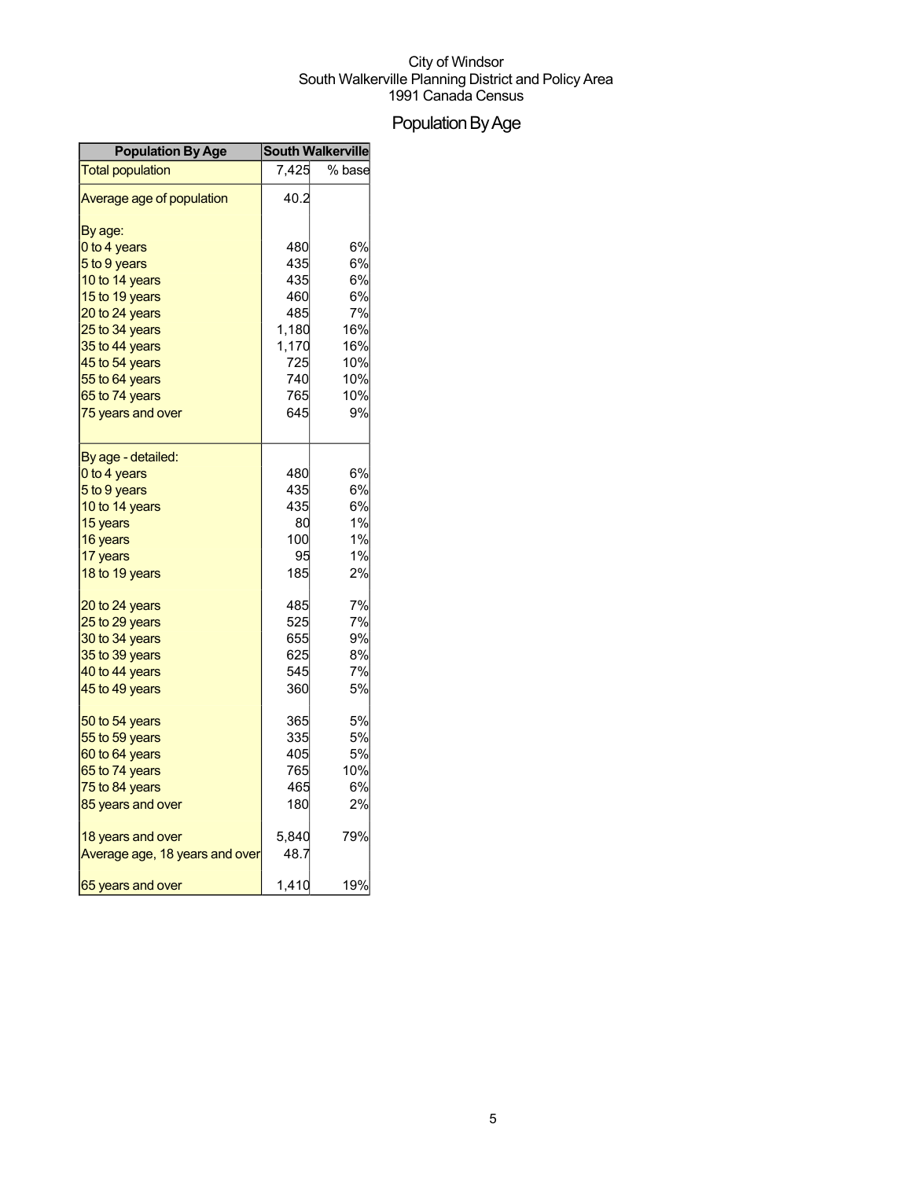City of Windsor
South Walkerville Planning District and Policy Area
1991 Canada Census

# Population By Age

| Population By Age | South Walkerville | |
|---|---|---|
| Total population | 7,425 | % base |
| Average age of population | 40.2 | |
| By age: | | |
| 0 to 4 years | 480 | 6% |
| 5 to 9 years | 435 | 6% |
| 10 to 14 years | 435 | 6% |
| 15 to 19 years | 460 | 6% |
| 20 to 24 years | 485 | 7% |
| 25 to 34 years | 1,180 | 16% |
| 35 to 44 years | 1,170 | 16% |
| 45 to 54 years | 725 | 10% |
| 55 to 64 years | 740 | 10% |
| 65 to 74 years | 765 | 10% |
| 75 years and over | 645 | 9% |
| By age - detailed: | | |
| 0 to 4 years | 480 | 6% |
| 5 to 9 years | 435 | 6% |
| 10 to 14 years | 435 | 6% |
| 15 years | 80 | 1% |
| 16 years | 100 | 1% |
| 17 years | 95 | 1% |
| 18 to 19 years | 185 | 2% |
| 20 to 24 years | 485 | 7% |
| 25 to 29 years | 525 | 7% |
| 30 to 34 years | 655 | 9% |
| 35 to 39 years | 625 | 8% |
| 40 to 44 years | 545 | 7% |
| 45 to 49 years | 360 | 5% |
| 50 to 54 years | 365 | 5% |
| 55 to 59 years | 335 | 5% |
| 60 to 64 years | 405 | 5% |
| 65 to 74 years | 765 | 10% |
| 75 to 84 years | 465 | 6% |
| 85 years and over | 180 | 2% |
| 18 years and over | 5,840 | 79% |
| Average age, 18 years and over | 48.7 | |
| 65 years and over | 1,410 | 19% |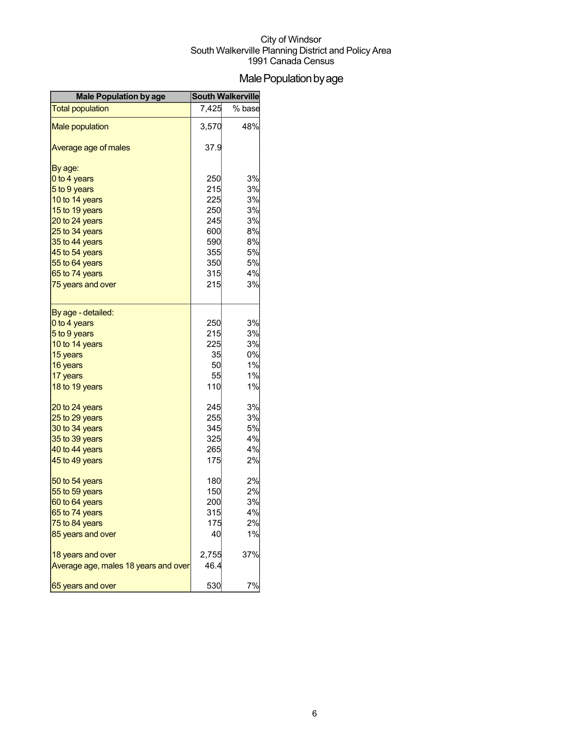City of Windsor
South Walkerville Planning District and Policy Area
1991 Canada Census

# Male Population by age

| Male Population by age | South Walkerville | |
|---|---|---|
| Total population | 7,425 | % base |
| Male population | 3,570 | 48% |
| Average age of males | 37.9 | |
| By age: | | |
| 0 to 4 years | 250 | 3% |
| 5 to 9 years | 215 | 3% |
| 10 to 14 years | 225 | 3% |
| 15 to 19 years | 250 | 3% |
| 20 to 24 years | 245 | 3% |
| 25 to 34 years | 600 | 8% |
| 35 to 44 years | 590 | 8% |
| 45 to 54 years | 355 | 5% |
| 55 to 64 years | 350 | 5% |
| 65 to 74 years | 315 | 4% |
| 75 years and over | 215 | 3% |
| By age - detailed: | | |
| 0 to 4 years | 250 | 3% |
| 5 to 9 years | 215 | 3% |
| 10 to 14 years | 225 | 3% |
| 15 years | 35 | 0% |
| 16 years | 50 | 1% |
| 17 years | 55 | 1% |
| 18 to 19 years | 110 | 1% |
| 20 to 24 years | 245 | 3% |
| 25 to 29 years | 255 | 3% |
| 30 to 34 years | 345 | 5% |
| 35 to 39 years | 325 | 4% |
| 40 to 44 years | 265 | 4% |
| 45 to 49 years | 175 | 2% |
| 50 to 54 years | 180 | 2% |
| 55 to 59 years | 150 | 2% |
| 60 to 64 years | 200 | 3% |
| 65 to 74 years | 315 | 4% |
| 75 to 84 years | 175 | 2% |
| 85 years and over | 40 | 1% |
| 18 years and over | 2,755 | 37% |
| Average age, males 18 years and over | 46.4 | |
| 65 years and over | 530 | 7% |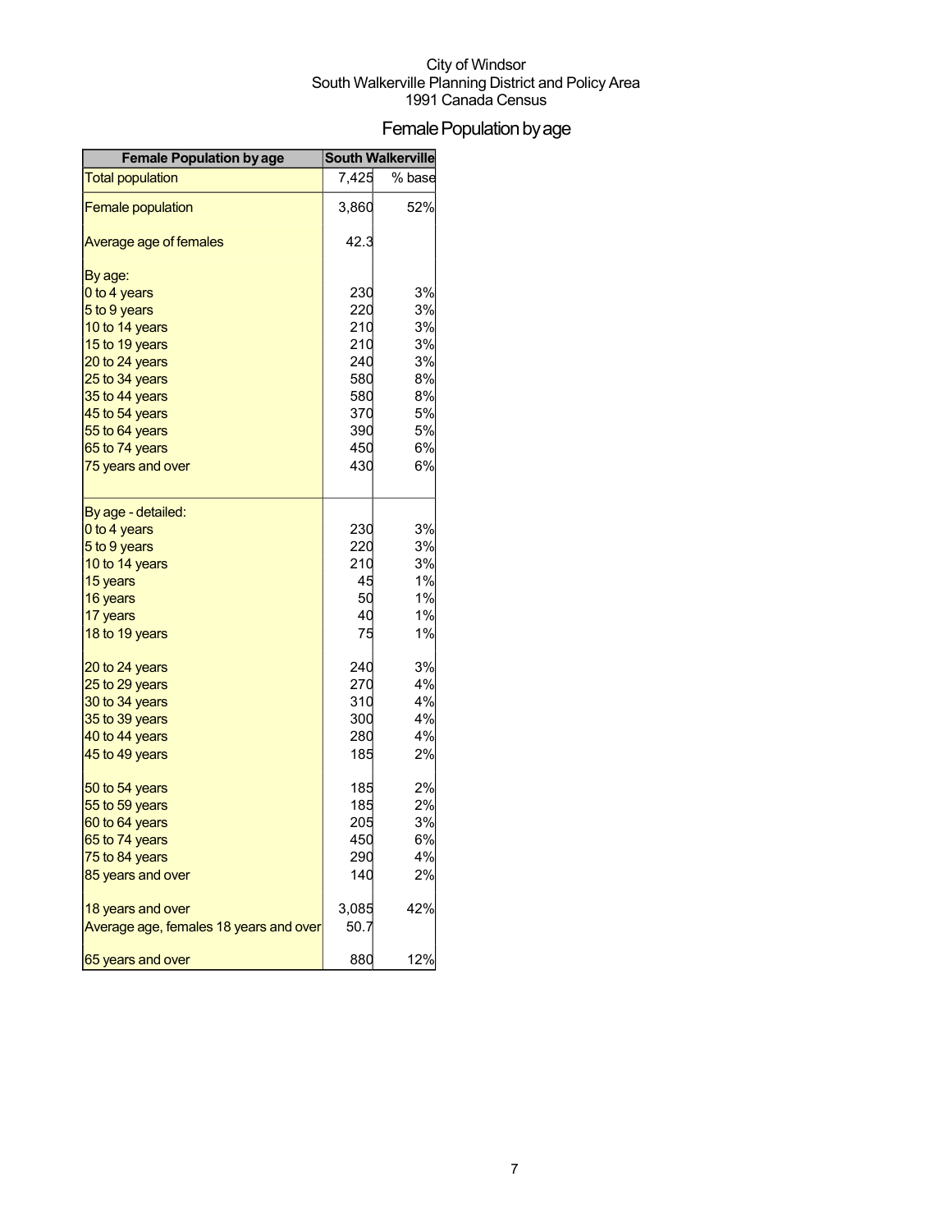City of Windsor
South Walkerville Planning District and Policy Area
1991 Canada Census

# Female Population by age

| Female Population by age | South Walkerville | |
|---|---|---|
| Total population | 7,425 | % base |
| Female population | 3,860 | 52% |
| Average age of females | 42.3 | |
| By age: | | |
| 0 to 4 years | 230 | 3% |
| 5 to 9 years | 220 | 3% |
| 10 to 14 years | 210 | 3% |
| 15 to 19 years | 210 | 3% |
| 20 to 24 years | 240 | 3% |
| 25 to 34 years | 580 | 8% |
| 35 to 44 years | 580 | 8% |
| 45 to 54 years | 370 | 5% |
| 55 to 64 years | 390 | 5% |
| 65 to 74 years | 450 | 6% |
| 75 years and over | 430 | 6% |
| By age - detailed: | | |
| 0 to 4 years | 230 | 3% |
| 5 to 9 years | 220 | 3% |
| 10 to 14 years | 210 | 3% |
| 15 years | 45 | 1% |
| 16 years | 50 | 1% |
| 17 years | 40 | 1% |
| 18 to 19 years | 75 | 1% |
| 20 to 24 years | 240 | 3% |
| 25 to 29 years | 270 | 4% |
| 30 to 34 years | 310 | 4% |
| 35 to 39 years | 300 | 4% |
| 40 to 44 years | 280 | 4% |
| 45 to 49 years | 185 | 2% |
| 50 to 54 years | 185 | 2% |
| 55 to 59 years | 185 | 2% |
| 60 to 64 years | 205 | 3% |
| 65 to 74 years | 450 | 6% |
| 75 to 84 years | 290 | 4% |
| 85 years and over | 140 | 2% |
| 18 years and over | 3,085 | 42% |
| Average age, females 18 years and over | 50.7 | |
| 65 years and over | 880 | 12% |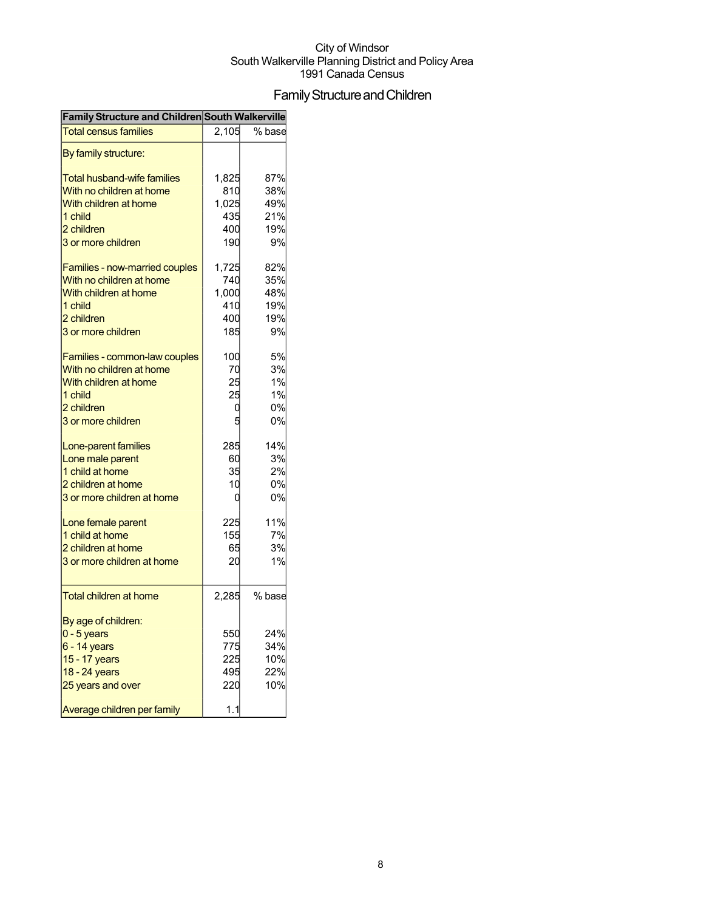City of Windsor
South Walkerville Planning District and Policy Area
1991 Canada Census

# Family Structure and Children

| Family Structure and Children | South Walkerville | |
|---|---|---|
| Total census families | 2,105 | % base |
| By family structure: | | |
| Total husband-wife families | 1,825 | 87% |
| With no children at home | 810 | 38% |
| With children at home | 1,025 | 49% |
| 1 child | 435 | 21% |
| 2 children | 400 | 19% |
| 3 or more children | 190 | 9% |
| Families - now-married couples | 1,725 | 82% |
| With no children at home | 740 | 35% |
| With children at home | 1,000 | 48% |
| 1 child | 410 | 19% |
| 2 children | 400 | 19% |
| 3 or more children | 185 | 9% |
| Families - common-law couples | 100 | 5% |
| With no children at home | 70 | 3% |
| With children at home | 25 | 1% |
| 1 child | 25 | 1% |
| 2 children | 0 | 0% |
| 3 or more children | 5 | 0% |
| Lone-parent families | 285 | 14% |
| Lone male parent | 60 | 3% |
| 1 child at home | 35 | 2% |
| 2 children at home | 10 | 0% |
| 3 or more children at home | 0 | 0% |
| Lone female parent | 225 | 11% |
| 1 child at home | 155 | 7% |
| 2 children at home | 65 | 3% |
| 3 or more children at home | 20 | 1% |
| Total children at home | 2,285 | % base |
| By age of children: | | |
| 0 - 5 years | 550 | 24% |
| 6 - 14 years | 775 | 34% |
| 15 - 17 years | 225 | 10% |
| 18 - 24 years | 495 | 22% |
| 25 years and over | 220 | 10% |
| Average children per family | 1.1 | |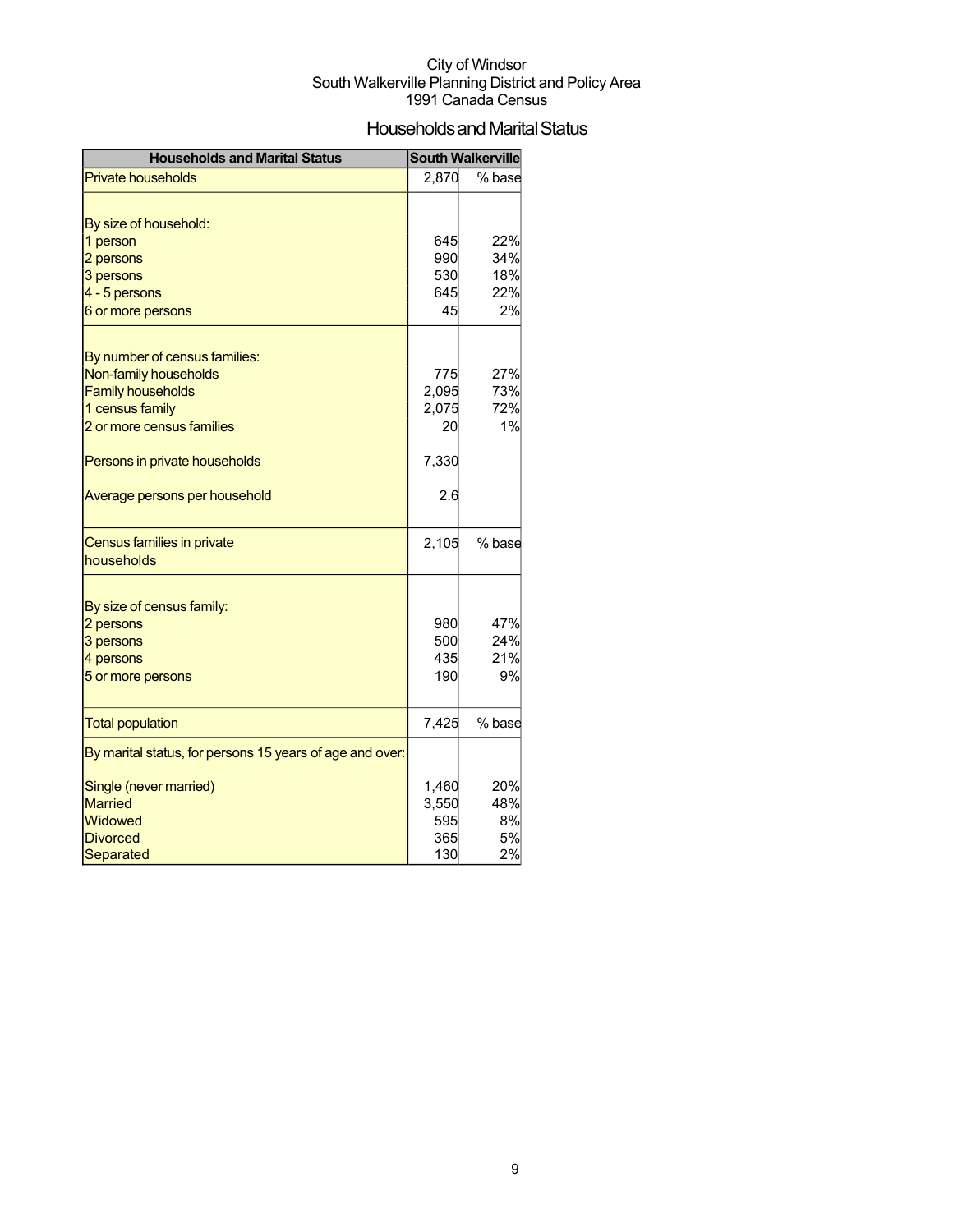City of Windsor
South Walkerville Planning District and Policy Area
1991 Canada Census

# Households and Marital Status

| Households and Marital Status | South Walkerville | |
|---|---|---|
| Private households | 2,870 | % base |
| | | |
| By size of household: | | |
| 1 person | 645 | 22% |
| 2 persons | 990 | 34% |
| 3 persons | 530 | 18% |
| 4 - 5 persons | 645 | 22% |
| 6 or more persons | 45 | 2% |
| | | |
| By number of census families: | | |
| Non-family households | 775 | 27% |
| Family households | 2,095 | 73% |
| 1 census family | 2,075 | 72% |
| 2 or more census families | 20 | 1% |
| | | |
| Persons in private households | 7,330 | |
| | | |
| Average persons per household | 2.6 | |
| | | |
| Census families in private households | 2,105 | % base |
| | | |
| By size of census family: | | |
| 2 persons | 980 | 47% |
| 3 persons | 500 | 24% |
| 4 persons | 435 | 21% |
| 5 or more persons | 190 | 9% |
| | | |
| Total population | 7,425 | % base |
| By marital status, for persons 15 years of age and over: | | |
| | | |
| Single (never married) | 1,460 | 20% |
| Married | 3,550 | 48% |
| Widowed | 595 | 8% |
| Divorced | 365 | 5% |
| Separated | 130 | 2% |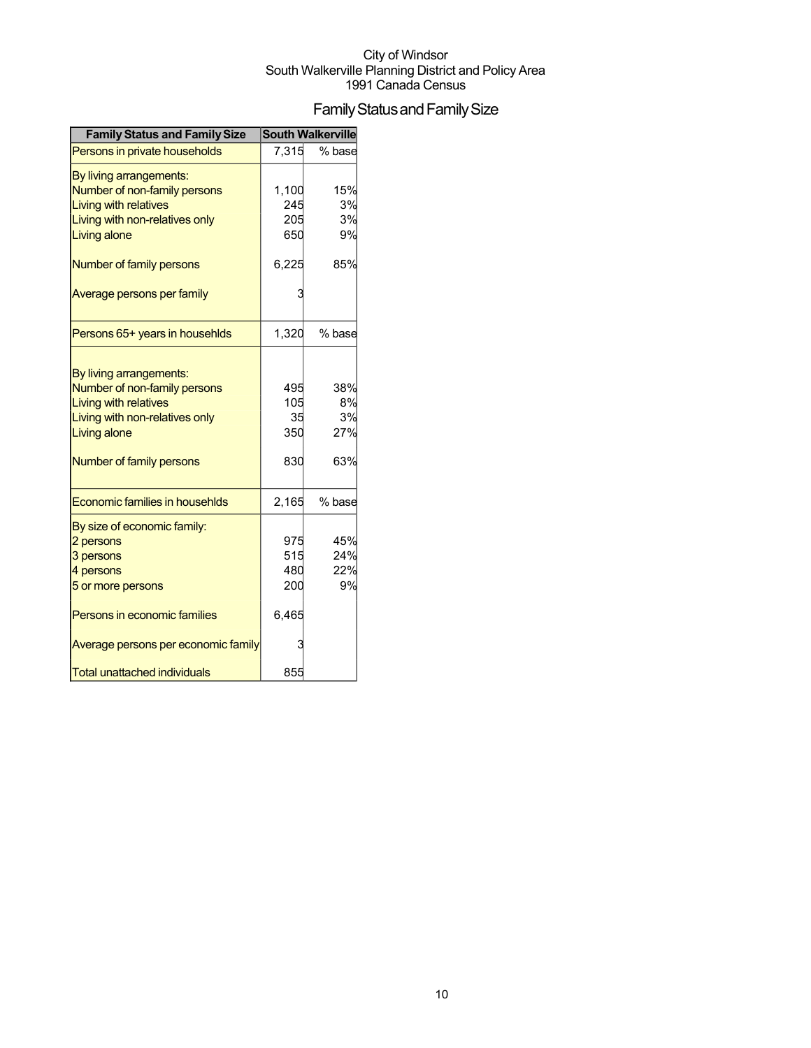City of Windsor
South Walkerville Planning District and Policy Area
1991 Canada Census

# Family Status and Family Size

| Family Status and Family Size | South Walkerville | |
|---|---|---|
| Persons in private households | 7,315 | % base |
| By living arrangements: | | |
| Number of non-family persons | 1,100 | 15% |
| Living with relatives | 245 | 3% |
| Living with non-relatives only | 205 | 3% |
| Living alone | 650 | 9% |
| Number of family persons | 6,225 | 85% |
| Average persons per family | 3 | |
| Persons 65+ years in househlds | 1,320 | % base |
| By living arrangements: | | |
| Number of non-family persons | 495 | 38% |
| Living with relatives | 105 | 8% |
| Living with non-relatives only | 35 | 3% |
| Living alone | 350 | 27% |
| Number of family persons | 830 | 63% |
| Economic families in househlds | 2,165 | % base |
| By size of economic family: | | |
| 2 persons | 975 | 45% |
| 3 persons | 515 | 24% |
| 4 persons | 480 | 22% |
| 5 or more persons | 200 | 9% |
| Persons in economic families | 6,465 | |
| Average persons per economic family | 3 | |
| Total unattached individuals | 855 | |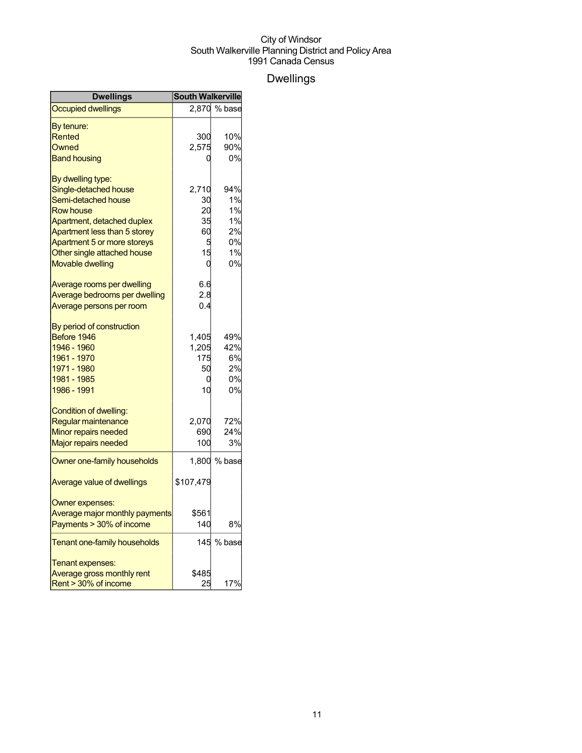City of Windsor
South Walkerville Planning District and Policy Area
1991 Canada Census

# Dwellings

| Dwellings | South Walkerville | |
|---|---|---|
| Occupied dwellings | 2,870 | % base |
| By tenure: | | |
| Rented | 300 | 10% |
| Owned | 2,575 | 90% |
| Band housing | 0 | 0% |
| By dwelling type: | | |
| Single-detached house | 2,710 | 94% |
| Semi-detached house | 30 | 1% |
| Row house | 20 | 1% |
| Apartment, detached duplex | 35 | 1% |
| Apartment less than 5 storey | 60 | 2% |
| Apartment 5 or more storeys | 5 | 0% |
| Other single attached house | 15 | 1% |
| Movable dwelling | 0 | 0% |
| Average rooms per dwelling | 6.6 | |
| Average bedrooms per dwelling | 2.8 | |
| Average persons per room | 0.4 | |
| By period of construction | | |
| Before 1946 | 1,405 | 49% |
| 1946 - 1960 | 1,205 | 42% |
| 1961 - 1970 | 175 | 6% |
| 1971 - 1980 | 50 | 2% |
| 1981 - 1985 | 0 | 0% |
| 1986 - 1991 | 10 | 0% |
| Condition of dwelling: | | |
| Regular maintenance | 2,070 | 72% |
| Minor repairs needed | 690 | 24% |
| Major repairs needed | 100 | 3% |
| Owner one-family households | 1,800 | % base |
| Average value of dwellings | $107,479 | |
| Owner expenses: | | |
| Average major monthly payments | $561 | |
| Payments > 30% of income | 140 | 8% |
| Tenant one-family households | 145 | % base |
| Tenant expenses: | | |
| Average gross monthly rent | $485 | |
| Rent > 30% of income | 25 | 17% |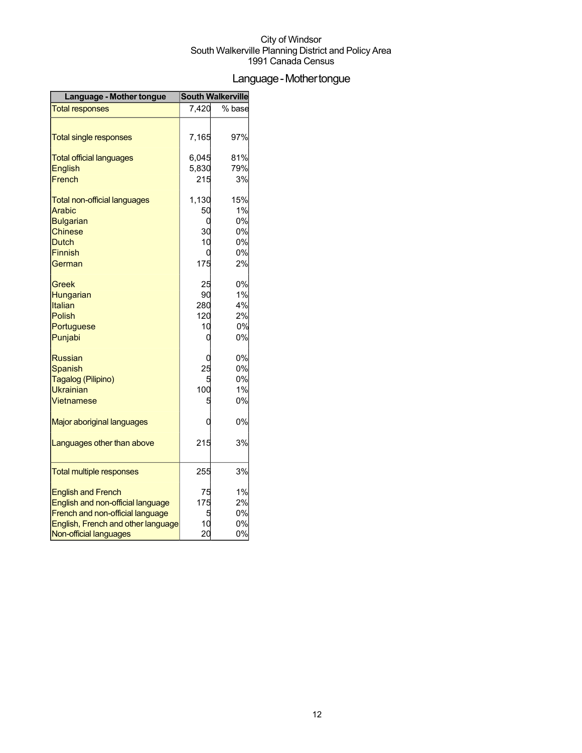City of Windsor
South Walkerville Planning District and Policy Area
1991 Canada Census

# Language - Mother tongue

| Language - Mother tongue | South Walkerville | |
|---|---|---|
| Total responses | 7,420 | % base |
| | | |
| Total single responses | 7,165 | 97% |
| | | |
| Total official languages | 6,045 | 81% |
| English | 5,830 | 79% |
| French | 215 | 3% |
| | | |
| Total non-official languages | 1,130 | 15% |
| Arabic | 50 | 1% |
| Bulgarian | 0 | 0% |
| Chinese | 30 | 0% |
| Dutch | 10 | 0% |
| Finnish | 0 | 0% |
| German | 175 | 2% |
| | | |
| Greek | 25 | 0% |
| Hungarian | 90 | 1% |
| Italian | 280 | 4% |
| Polish | 120 | 2% |
| Portuguese | 10 | 0% |
| Punjabi | 0 | 0% |
| | | |
| Russian | 0 | 0% |
| Spanish | 25 | 0% |
| Tagalog (Pilipino) | 5 | 0% |
| Ukrainian | 100 | 1% |
| Vietnamese | 5 | 0% |
| | | |
| Major aboriginal languages | 0 | 0% |
| | | |
| Languages other than above | 215 | 3% |
| | | |
| Total multiple responses | 255 | 3% |
| | | |
| English and French | 75 | 1% |
| English and non-official language | 175 | 2% |
| French and non-official language | 5 | 0% |
| English, French and other language | 10 | 0% |
| Non-official languages | 20 | 0% |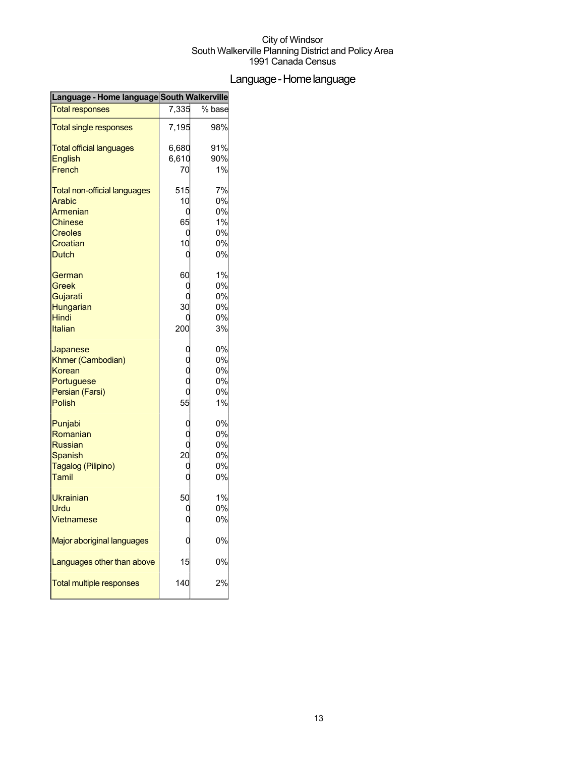City of Windsor
South Walkerville Planning District and Policy Area
1991 Canada Census

# Language - Home language

| Language - Home language | South Walkerville | |
|---|---|---|
| Total responses | 7,335 | % base |
| Total single responses | 7,195 | 98% |
| Total official languages | 6,680 | 91% |
| English | 6,610 | 90% |
| French | 70 | 1% |
| Total non-official languages | 515 | 7% |
| Arabic | 10 | 0% |
| Armenian | 0 | 0% |
| Chinese | 65 | 1% |
| Creoles | 0 | 0% |
| Croatian | 10 | 0% |
| Dutch | 0 | 0% |
| German | 60 | 1% |
| Greek | 0 | 0% |
| Gujarati | 0 | 0% |
| Hungarian | 30 | 0% |
| Hindi | 0 | 0% |
| Italian | 200 | 3% |
| Japanese | 0 | 0% |
| Khmer (Cambodian) | 0 | 0% |
| Korean | 0 | 0% |
| Portuguese | 0 | 0% |
| Persian (Farsi) | 0 | 0% |
| Polish | 55 | 1% |
| Punjabi | 0 | 0% |
| Romanian | 0 | 0% |
| Russian | 0 | 0% |
| Spanish | 20 | 0% |
| Tagalog (Pilipino) | 0 | 0% |
| Tamil | 0 | 0% |
| Ukrainian | 50 | 1% |
| Urdu | 0 | 0% |
| Vietnamese | 0 | 0% |
| Major aboriginal languages | 0 | 0% |
| Languages other than above | 15 | 0% |
| Total multiple responses | 140 | 2% |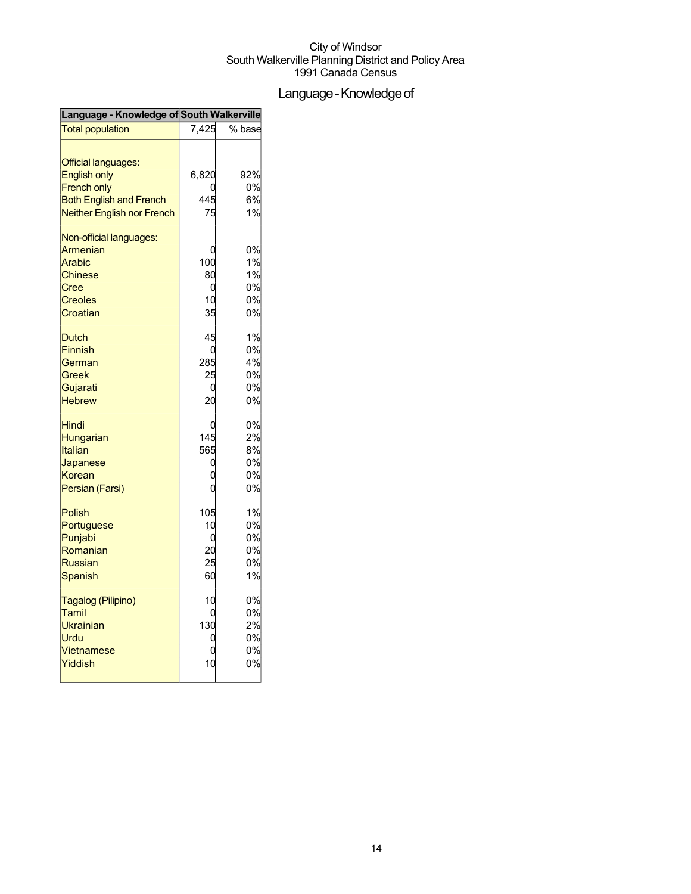City of Windsor
South Walkerville Planning District and Policy Area
1991 Canada Census

# Language - Knowledge of

| Language - Knowledge of | South Walkerville | |
|---|---|---|
| Total population | 7,425 | % base |
| | | |
| Official languages: | | |
| English only | 6,820 | 92% |
| French only | 0 | 0% |
| Both English and French | 445 | 6% |
| Neither English nor French | 75 | 1% |
| | | |
| Non-official languages: | | |
| Armenian | 0 | 0% |
| Arabic | 100 | 1% |
| Chinese | 80 | 1% |
| Cree | 0 | 0% |
| Creoles | 10 | 0% |
| Croatian | 35 | 0% |
| | | |
| Dutch | 45 | 1% |
| Finnish | 0 | 0% |
| German | 285 | 4% |
| Greek | 25 | 0% |
| Gujarati | 0 | 0% |
| Hebrew | 20 | 0% |
| | | |
| Hindi | 0 | 0% |
| Hungarian | 145 | 2% |
| Italian | 565 | 8% |
| Japanese | 0 | 0% |
| Korean | 0 | 0% |
| Persian (Farsi) | 0 | 0% |
| | | |
| Polish | 105 | 1% |
| Portuguese | 10 | 0% |
| Punjabi | 0 | 0% |
| Romanian | 20 | 0% |
| Russian | 25 | 0% |
| Spanish | 60 | 1% |
| | | |
| Tagalog (Pilipino) | 10 | 0% |
| Tamil | 0 | 0% |
| Ukrainian | 130 | 2% |
| Urdu | 0 | 0% |
| Vietnamese | 0 | 0% |
| Yiddish | 10 | 0% |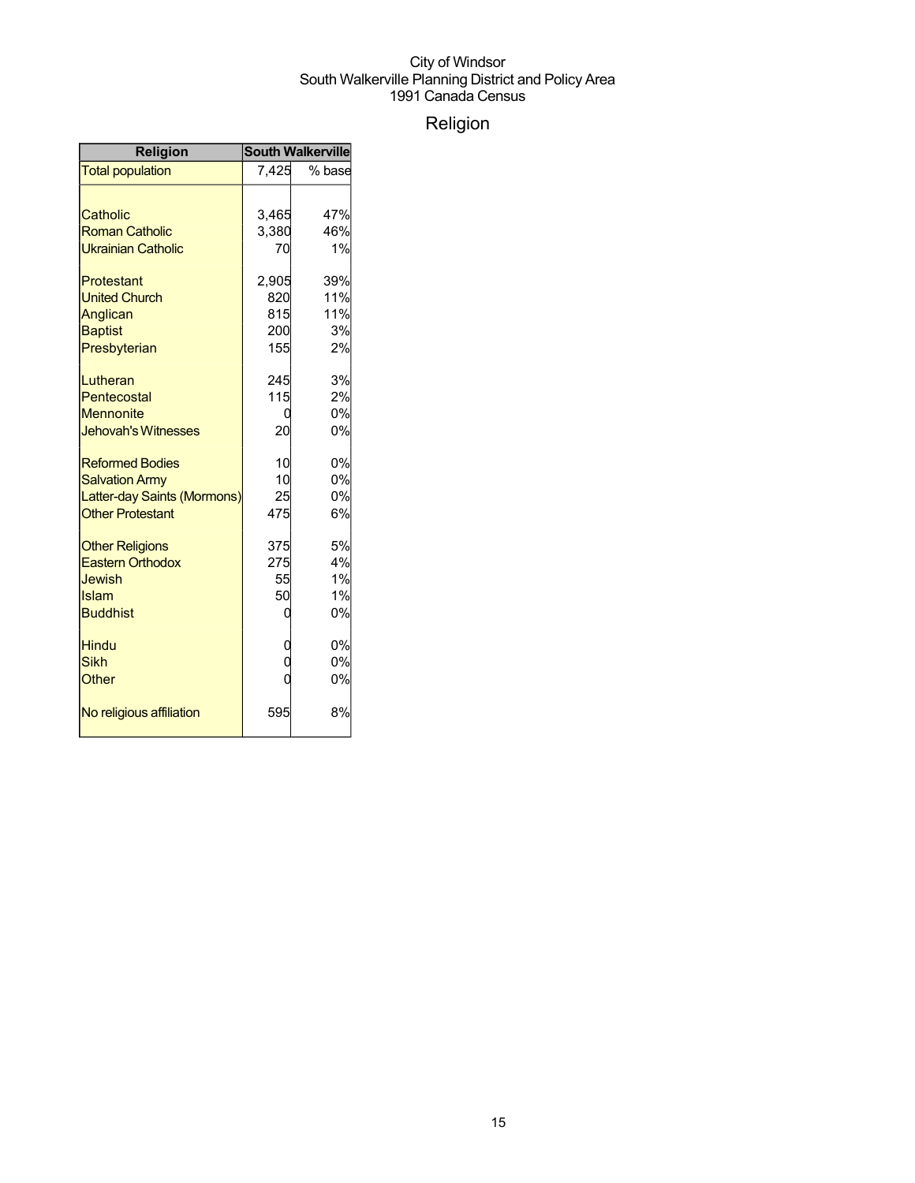City of Windsor
South Walkerville Planning District and Policy Area
1991 Canada Census

# Religion

| Religion | South Walkerville | |
|---|---|---|
| Total population | 7,425 | % base |
| | | |
| Catholic | 3,465 | 47% |
| Roman Catholic | 3,380 | 46% |
| Ukrainian Catholic | 70 | 1% |
| | | |
| Protestant | 2,905 | 39% |
| United Church | 820 | 11% |
| Anglican | 815 | 11% |
| Baptist | 200 | 3% |
| Presbyterian | 155 | 2% |
| | | |
| Lutheran | 245 | 3% |
| Pentecostal | 115 | 2% |
| Mennonite | 0 | 0% |
| Jehovah's Witnesses | 20 | 0% |
| | | |
| Reformed Bodies | 10 | 0% |
| Salvation Army | 10 | 0% |
| Latter-day Saints (Mormons) | 25 | 0% |
| Other Protestant | 475 | 6% |
| | | |
| Other Religions | 375 | 5% |
| Eastern Orthodox | 275 | 4% |
| Jewish | 55 | 1% |
| Islam | 50 | 1% |
| Buddhist | 0 | 0% |
| | | |
| Hindu | 0 | 0% |
| Sikh | 0 | 0% |
| Other | 0 | 0% |
| | | |
| No religious affiliation | 595 | 8% |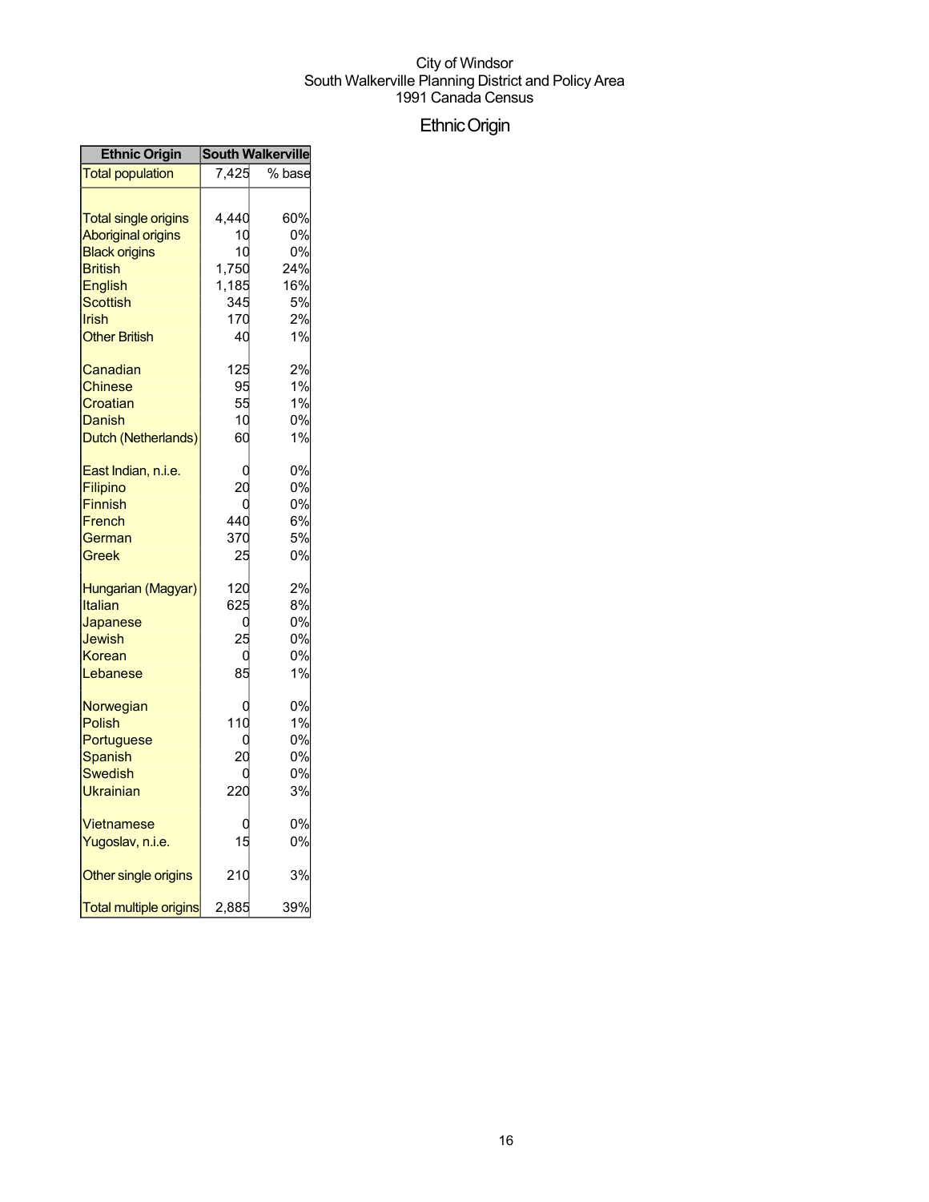City of Windsor
South Walkerville Planning District and Policy Area
1991 Canada Census

# Ethnic Origin

| Ethnic Origin | South Walkerville | |
|---|---|---|
| Total population | 7,425 | % base |
| | | |
| Total single origins | 4,440 | 60% |
| Aboriginal origins | 10 | 0% |
| Black origins | 10 | 0% |
| British | 1,750 | 24% |
| English | 1,185 | 16% |
| Scottish | 345 | 5% |
| Irish | 170 | 2% |
| Other British | 40 | 1% |
| | | |
| Canadian | 125 | 2% |
| Chinese | 95 | 1% |
| Croatian | 55 | 1% |
| Danish | 10 | 0% |
| Dutch (Netherlands) | 60 | 1% |
| | | |
| East Indian, n.i.e. | 0 | 0% |
| Filipino | 20 | 0% |
| Finnish | 0 | 0% |
| French | 440 | 6% |
| German | 370 | 5% |
| Greek | 25 | 0% |
| | | |
| Hungarian (Magyar) | 120 | 2% |
| Italian | 625 | 8% |
| Japanese | 0 | 0% |
| Jewish | 25 | 0% |
| Korean | 0 | 0% |
| Lebanese | 85 | 1% |
| | | |
| Norwegian | 0 | 0% |
| Polish | 110 | 1% |
| Portuguese | 0 | 0% |
| Spanish | 20 | 0% |
| Swedish | 0 | 0% |
| Ukrainian | 220 | 3% |
| | | |
| Vietnamese | 0 | 0% |
| Yugoslav, n.i.e. | 15 | 0% |
| | | |
| Other single origins | 210 | 3% |
| | | |
| Total multiple origins | 2,885 | 39% |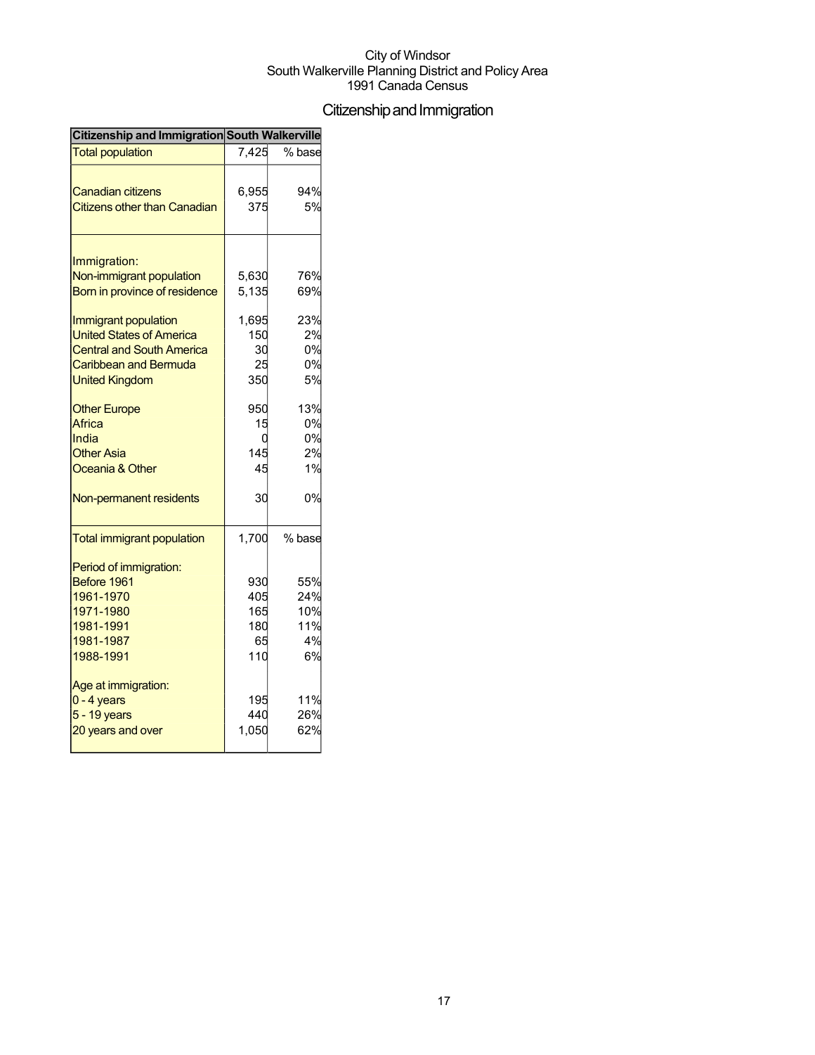City of Windsor
South Walkerville Planning District and Policy Area
1991 Canada Census

# Citizenship and Immigration

| Citizenship and Immigration | South Walkerville | |
|---|---|---|
| Total population | 7,425 | % base |
| | | |
| Canadian citizens | 6,955 | 94% |
| Citizens other than Canadian | 375 | 5% |
| | | |
| Immigration: | | |
| Non-immigrant population | 5,630 | 76% |
| Born in province of residence | 5,135 | 69% |
| | | |
| Immigrant population | 1,695 | 23% |
| United States of America | 150 | 2% |
| Central and South America | 30 | 0% |
| Caribbean and Bermuda | 25 | 0% |
| United Kingdom | 350 | 5% |
| | | |
| Other Europe | 950 | 13% |
| Africa | 15 | 0% |
| India | 0 | 0% |
| Other Asia | 145 | 2% |
| Oceania & Other | 45 | 1% |
| | | |
| Non-permanent residents | 30 | 0% |
| | | |
| Total immigrant population | 1,700 | % base |
| | | |
| Period of immigration: | | |
| Before 1961 | 930 | 55% |
| 1961-1970 | 405 | 24% |
| 1971-1980 | 165 | 10% |
| 1981-1991 | 180 | 11% |
| 1981-1987 | 65 | 4% |
| 1988-1991 | 110 | 6% |
| | | |
| Age at immigration: | | |
| 0 - 4 years | 195 | 11% |
| 5 - 19 years | 440 | 26% |
| 20 years and over | 1,050 | 62% |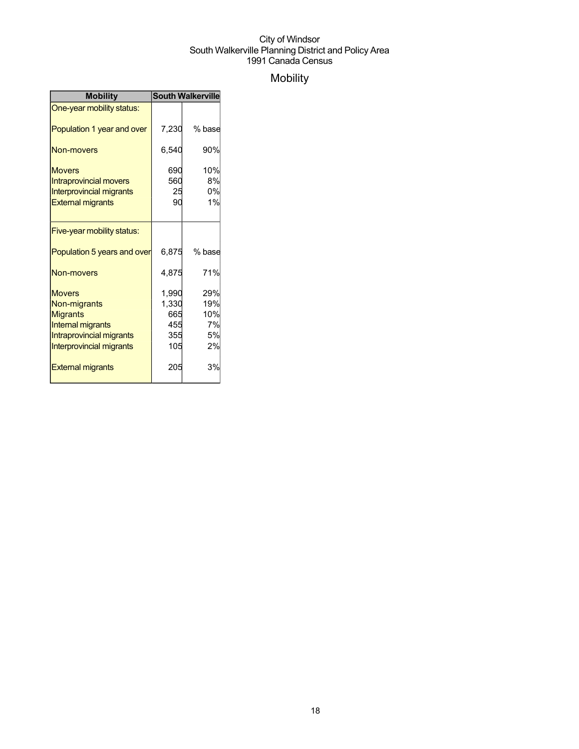City of Windsor
South Walkerville Planning District and Policy Area
1991 Canada Census

# Mobility

| Mobility | South Walkerville | |
|---|---|---|
| One-year mobility status: | | |
| Population 1 year and over | 7,230 | % base |
| Non-movers | 6,540 | 90% |
| Movers | 690 | 10% |
| Intraprovincial movers | 560 | 8% |
| Interprovincial migrants | 25 | 0% |
| External migrants | 90 | 1% |
| Five-year mobility status: | | |
| Population 5 years and over | 6,875 | % base |
| Non-movers | 4,875 | 71% |
| Movers | 1,990 | 29% |
| Non-migrants | 1,330 | 19% |
| Migrants | 665 | 10% |
| Internal migrants | 455 | 7% |
| Intraprovincial migrants | 355 | 5% |
| Interprovincial migrants | 105 | 2% |
| External migrants | 205 | 3% |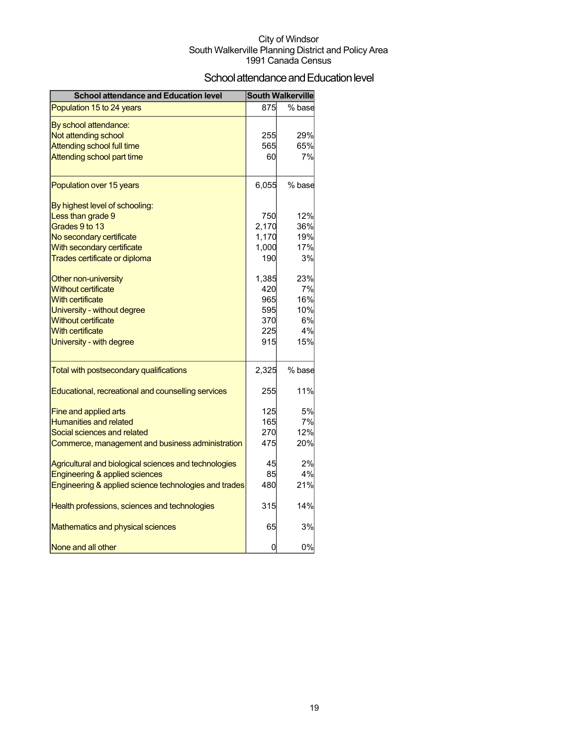City of Windsor
South Walkerville Planning District and Policy Area
1991 Canada Census

# School attendance and Education level

| School attendance and Education level | South Walkerville | |
|---|---|---|
| Population 15 to 24 years | 875 | % base |
| By school attendance: | | |
| Not attending school | 255 | 29% |
| Attending school full time | 565 | 65% |
| Attending school part time | 60 | 7% |
| Population over 15 years | 6,055 | % base |
| By highest level of schooling: | | |
| Less than grade 9 | 750 | 12% |
| Grades 9 to 13 | 2,170 | 36% |
| No secondary certificate | 1,170 | 19% |
| With secondary certificate | 1,000 | 17% |
| Trades certificate or diploma | 190 | 3% |
| Other non-university | 1,385 | 23% |
| Without certificate | 420 | 7% |
| With certificate | 965 | 16% |
| University - without degree | 595 | 10% |
| Without certificate | 370 | 6% |
| With certificate | 225 | 4% |
| University - with degree | 915 | 15% |
| Total with postsecondary qualifications | 2,325 | % base |
| Educational, recreational and counselling services | 255 | 11% |
| Fine and applied arts | 125 | 5% |
| Humanities and related | 165 | 7% |
| Social sciences and related | 270 | 12% |
| Commerce, management and business administration | 475 | 20% |
| Agricultural and biological sciences and technologies | 45 | 2% |
| Engineering & applied sciences | 85 | 4% |
| Engineering & applied science technologies and trades | 480 | 21% |
| Health professions, sciences and technologies | 315 | 14% |
| Mathematics and physical sciences | 65 | 3% |
| None and all other | 0 | 0% |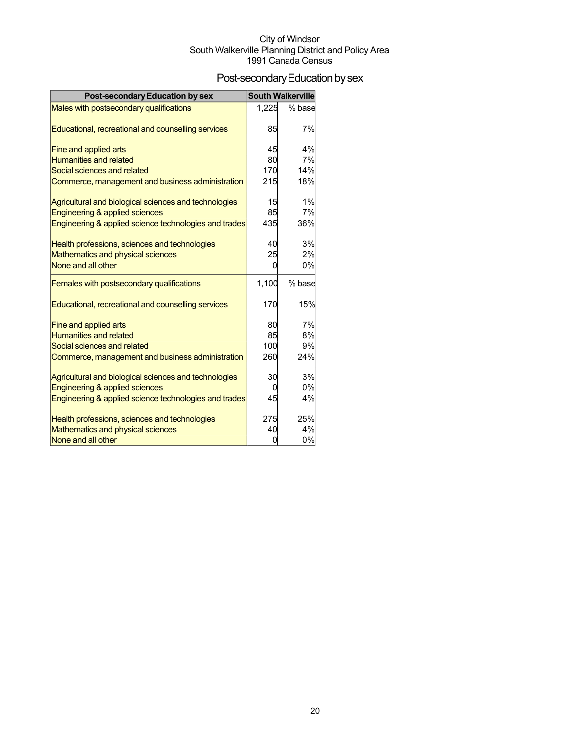City of Windsor
South Walkerville Planning District and Policy Area
1991 Canada Census

# Post-secondary Education by sex

| Post-secondary Education by sex | South Walkerville | |
|---|---|---|
| Males with postsecondary qualifications | 1,225 | % base |
| Educational, recreational and counselling services | 85 | 7% |
| Fine and applied arts | 45 | 4% |
| Humanities and related | 80 | 7% |
| Social sciences and related | 170 | 14% |
| Commerce, management and business administration | 215 | 18% |
| Agricultural and biological sciences and technologies | 15 | 1% |
| Engineering & applied sciences | 85 | 7% |
| Engineering & applied science technologies and trades | 435 | 36% |
| Health professions, sciences and technologies | 40 | 3% |
| Mathematics and physical sciences | 25 | 2% |
| None and all other | 0 | 0% |
| Females with postsecondary qualifications | 1,100 | % base |
| Educational, recreational and counselling services | 170 | 15% |
| Fine and applied arts | 80 | 7% |
| Humanities and related | 85 | 8% |
| Social sciences and related | 100 | 9% |
| Commerce, management and business administration | 260 | 24% |
| Agricultural and biological sciences and technologies | 30 | 3% |
| Engineering & applied sciences | 0 | 0% |
| Engineering & applied science technologies and trades | 45 | 4% |
| Health professions, sciences and technologies | 275 | 25% |
| Mathematics and physical sciences | 40 | 4% |
| None and all other | 0 | 0% |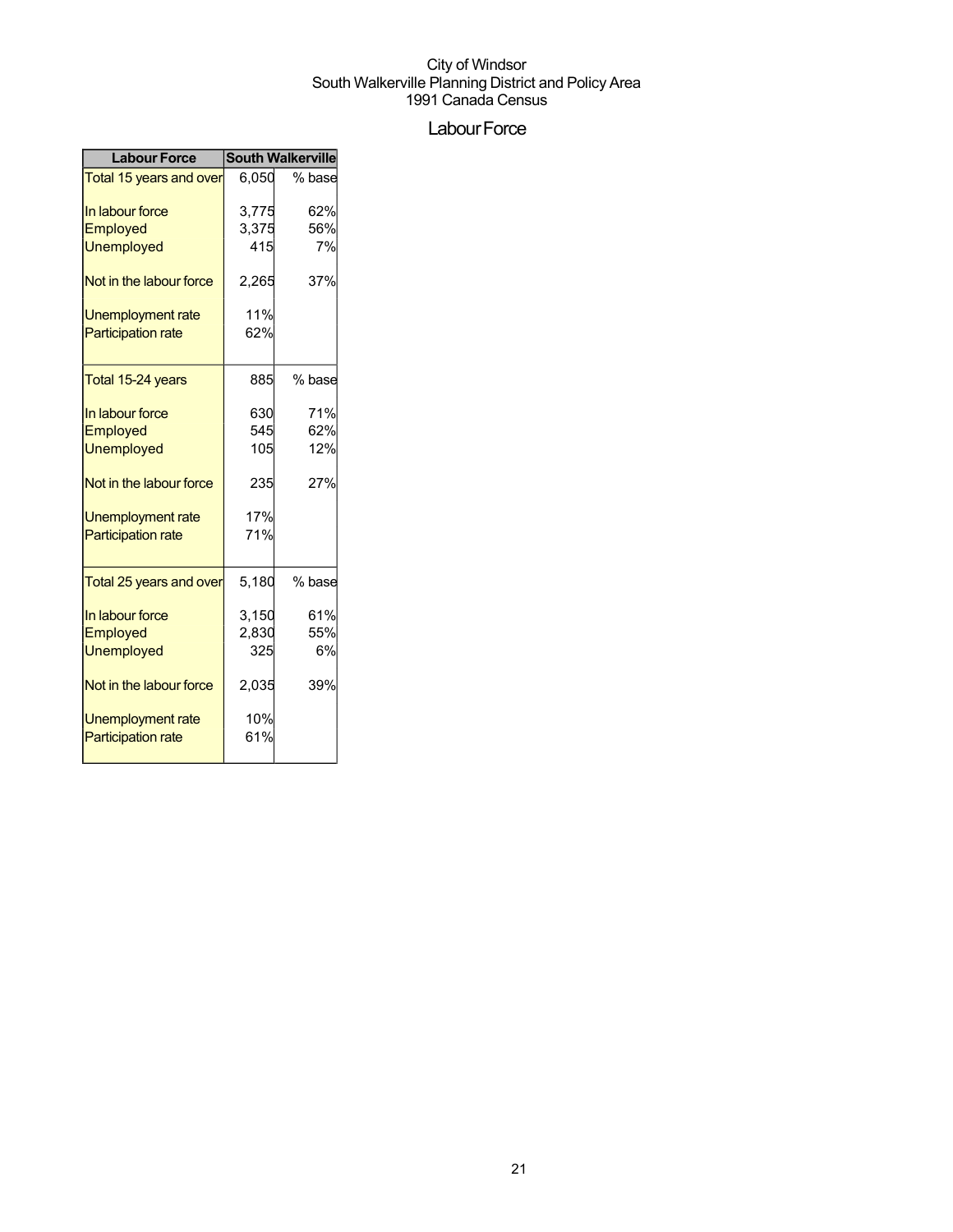City of Windsor
South Walkerville Planning District and Policy Area
1991 Canada Census

# Labour Force

| Labour Force | South Walkerville | |
|---|---|---|
| Total 15 years and over | 6,050 | % base |
| In labour force | 3,775 | 62% |
| Employed | 3,375 | 56% |
| Unemployed | 415 | 7% |
| Not in the labour force | 2,265 | 37% |
| Unemployment rate | 11% | |
| Participation rate | 62% | |
| Total 15-24 years | 885 | % base |
| In labour force | 630 | 71% |
| Employed | 545 | 62% |
| Unemployed | 105 | 12% |
| Not in the labour force | 235 | 27% |
| Unemployment rate | 17% | |
| Participation rate | 71% | |
| Total 25 years and over | 5,180 | % base |
| In labour force | 3,150 | 61% |
| Employed | 2,830 | 55% |
| Unemployed | 325 | 6% |
| Not in the labour force | 2,035 | 39% |
| Unemployment rate | 10% | |
| Participation rate | 61% | |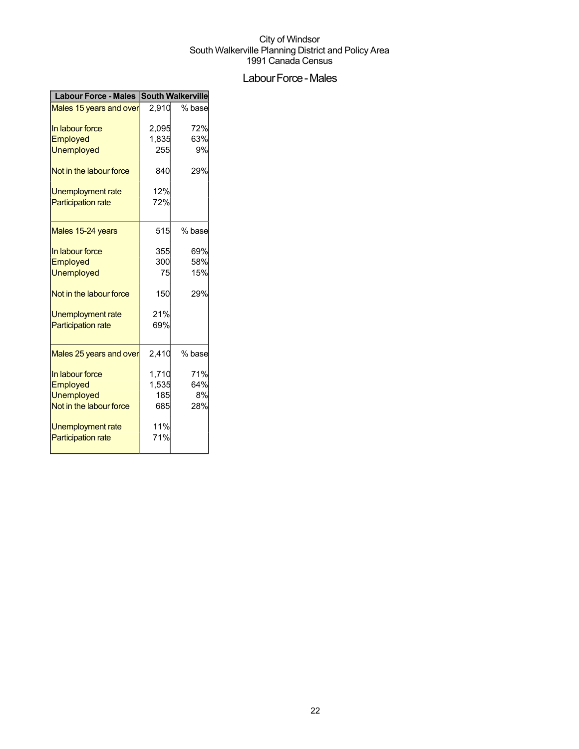City of Windsor
South Walkerville Planning District and Policy Area
1991 Canada Census

# Labour Force - Males

| Labour Force - Males | South Walkerville | |
|---|---|---|
| Males 15 years and over | 2,910 | % base |
| In labour force | 2,095 | 72% |
| Employed | 1,835 | 63% |
| Unemployed | 255 | 9% |
| Not in the labour force | 840 | 29% |
| Unemployment rate | 12% | |
| Participation rate | 72% | |
| Males 15-24 years | 515 | % base |
| In labour force | 355 | 69% |
| Employed | 300 | 58% |
| Unemployed | 75 | 15% |
| Not in the labour force | 150 | 29% |
| Unemployment rate | 21% | |
| Participation rate | 69% | |
| Males 25 years and over | 2,410 | % base |
| In labour force | 1,710 | 71% |
| Employed | 1,535 | 64% |
| Unemployed | 185 | 8% |
| Not in the labour force | 685 | 28% |
| Unemployment rate | 11% | |
| Participation rate | 71% | |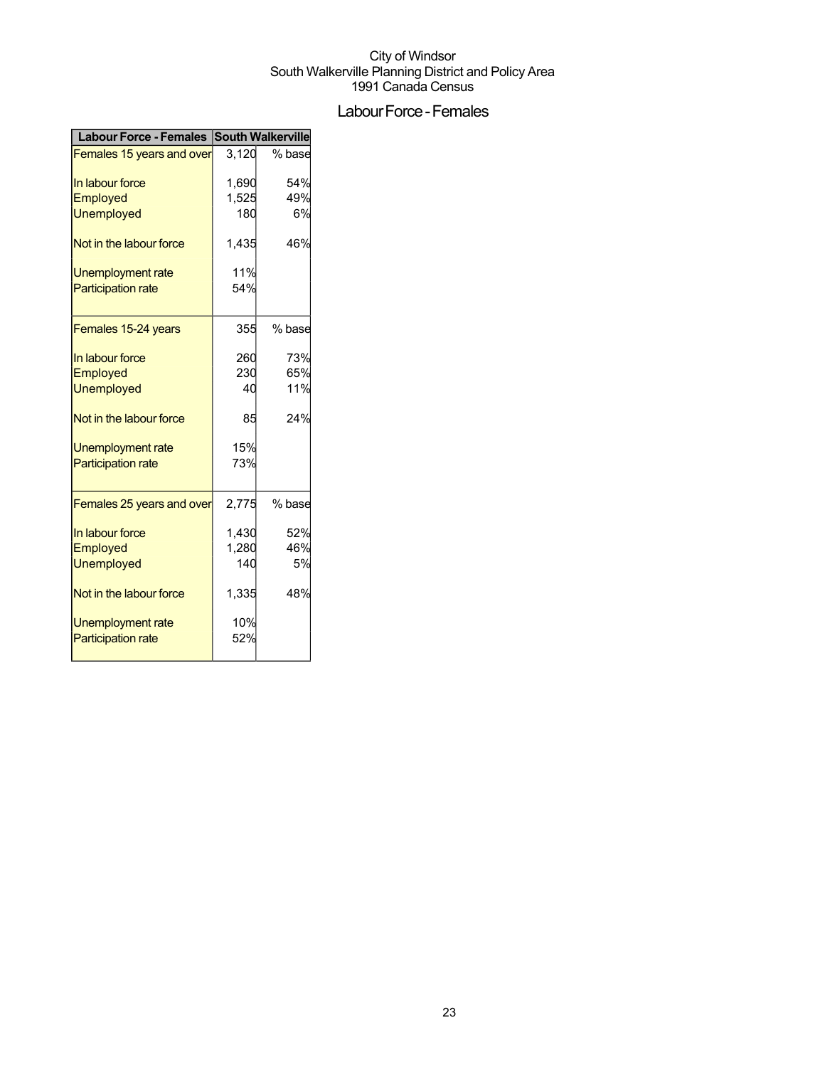City of Windsor
South Walkerville Planning District and Policy Area
1991 Canada Census

## Labour Force - Females

| Labour Force - Females | South Walkerville | |
|---|---|---|
| Females 15 years and over | 3,120 | % base |
| In labour force | 1,690 | 54% |
| Employed | 1,525 | 49% |
| Unemployed | 180 | 6% |
| Not in the labour force | 1,435 | 46% |
| Unemployment rate | 11% | |
| Participation rate | 54% | |
| Females 15-24 years | 355 | % base |
| In labour force | 260 | 73% |
| Employed | 230 | 65% |
| Unemployed | 40 | 11% |
| Not in the labour force | 85 | 24% |
| Unemployment rate | 15% | |
| Participation rate | 73% | |
| Females 25 years and over | 2,775 | % base |
| In labour force | 1,430 | 52% |
| Employed | 1,280 | 46% |
| Unemployed | 140 | 5% |
| Not in the labour force | 1,335 | 48% |
| Unemployment rate | 10% | |
| Participation rate | 52% | |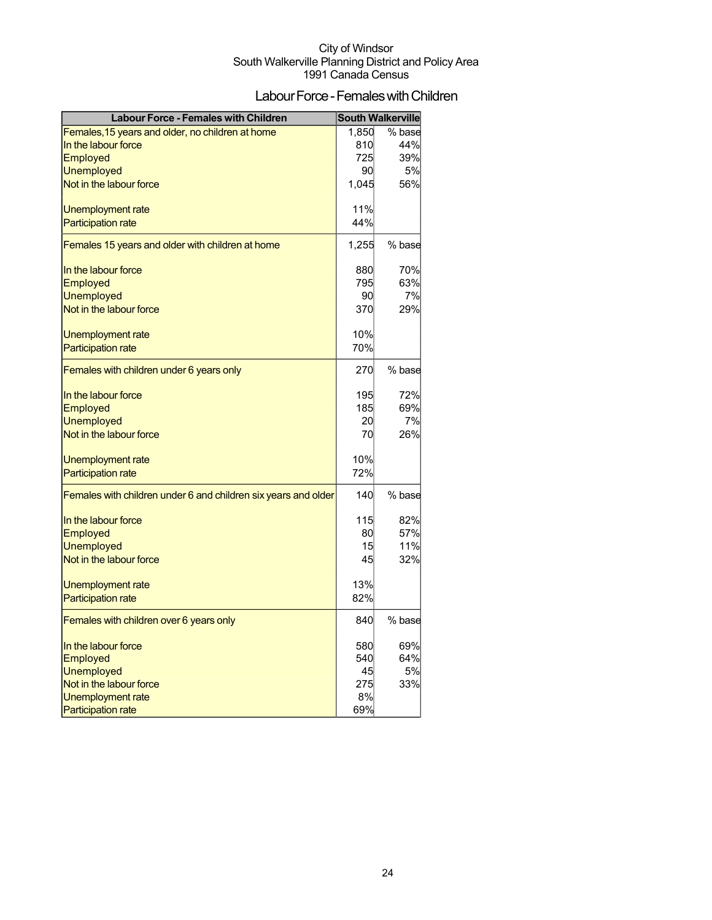City of Windsor
South Walkerville Planning District and Policy Area
1991 Canada Census

# Labour Force - Females with Children

| Labour Force - Females with Children | South Walkerville | |
|---|---|---|
| Females,15 years and older, no children at home | 1,850 | % base |
| In the labour force | 810 | 44% |
| Employed | 725 | 39% |
| Unemployed | 90 | 5% |
| Not in the labour force | 1,045 | 56% |
| Unemployment rate | 11% | |
| Participation rate | 44% | |
| Females 15 years and older with children at home | 1,255 | % base |
| In the labour force | 880 | 70% |
| Employed | 795 | 63% |
| Unemployed | 90 | 7% |
| Not in the labour force | 370 | 29% |
| Unemployment rate | 10% | |
| Participation rate | 70% | |
| Females with children under 6 years only | 270 | % base |
| In the labour force | 195 | 72% |
| Employed | 185 | 69% |
| Unemployed | 20 | 7% |
| Not in the labour force | 70 | 26% |
| Unemployment rate | 10% | |
| Participation rate | 72% | |
| Females with children under 6 and children six years and older | 140 | % base |
| In the labour force | 115 | 82% |
| Employed | 80 | 57% |
| Unemployed | 15 | 11% |
| Not in the labour force | 45 | 32% |
| Unemployment rate | 13% | |
| Participation rate | 82% | |
| Females with children over 6 years only | 840 | % base |
| In the labour force | 580 | 69% |
| Employed | 540 | 64% |
| Unemployed | 45 | 5% |
| Not in the labour force | 275 | 33% |
| Unemployment rate | 8% | |
| Participation rate | 69% | |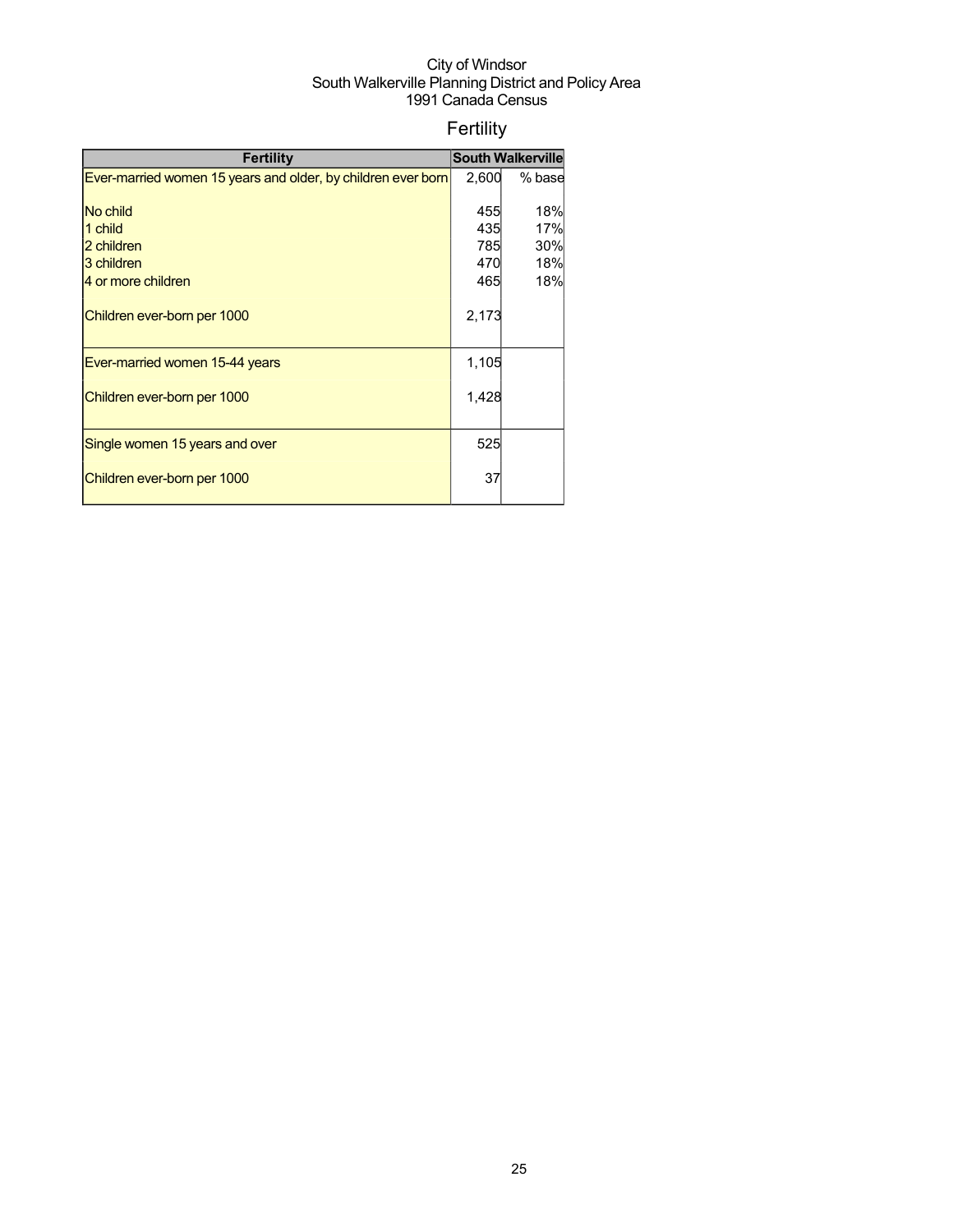City of Windsor
South Walkerville Planning District and Policy Area
1991 Canada Census

# Fertility

| Fertility | South Walkerville | |
|---|---|---|
| Ever-married women 15 years and older, by children ever born | 2,600 | % base |
| No child | 455 | 18% |
| 1 child | 435 | 17% |
| 2 children | 785 | 30% |
| 3 children | 470 | 18% |
| 4 or more children | 465 | 18% |
| Children ever-born per 1000 | 2,173 | |
| Ever-married women 15-44 years | 1,105 | |
| Children ever-born per 1000 | 1,428 | |
| Single women 15 years and over | 525 | |
| Children ever-born per 1000 | 37 | |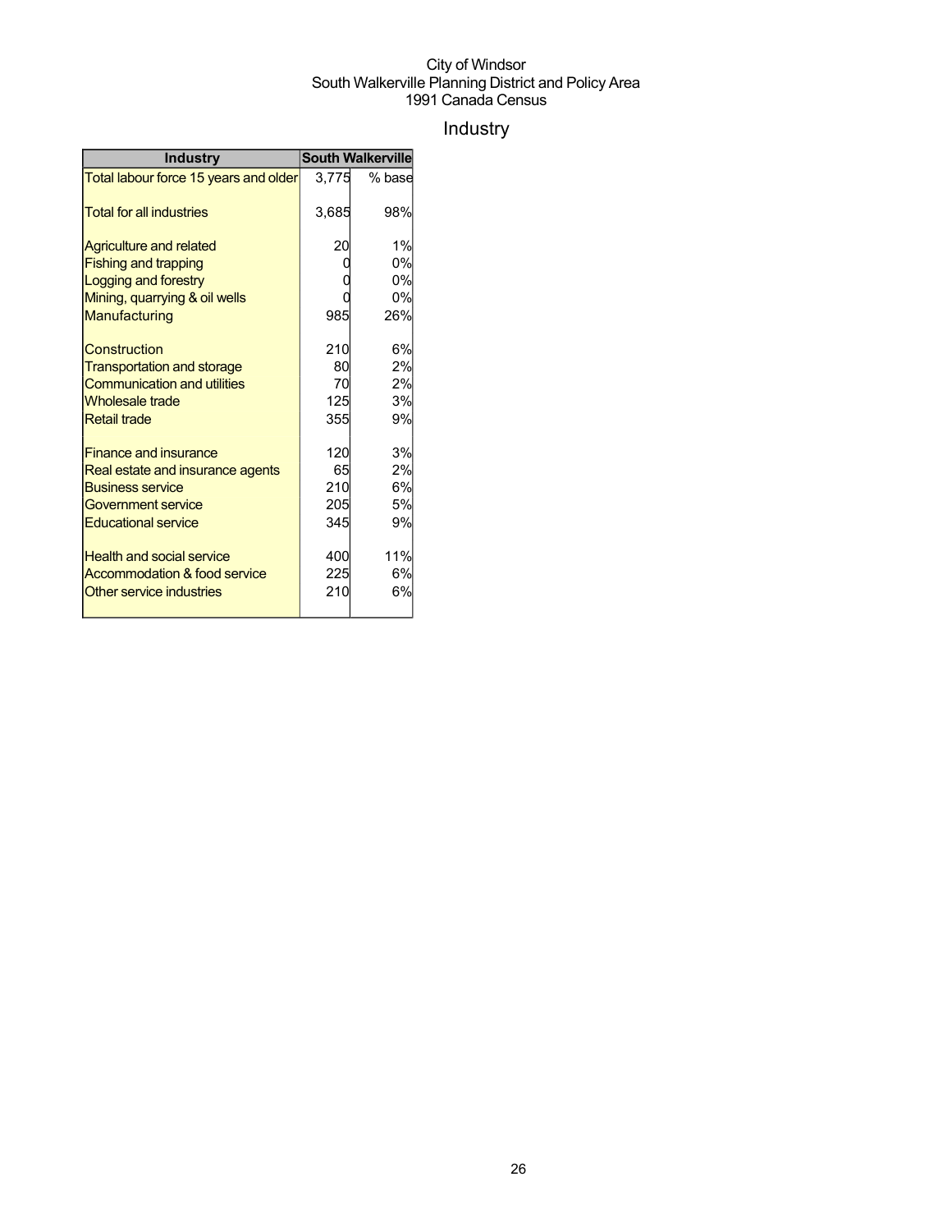City of Windsor
South Walkerville Planning District and Policy Area
1991 Canada Census

# Industry

| Industry | South Walkerville | |
|---|---|---|
| Total labour force 15 years and older | 3,775 | % base |
| Total for all industries | 3,685 | 98% |
| Agriculture and related | 20 | 1% |
| Fishing and trapping | 0 | 0% |
| Logging and forestry | 0 | 0% |
| Mining, quarrying & oil wells | 0 | 0% |
| Manufacturing | 985 | 26% |
| Construction | 210 | 6% |
| Transportation and storage | 80 | 2% |
| Communication and utilities | 70 | 2% |
| Wholesale trade | 125 | 3% |
| Retail trade | 355 | 9% |
| Finance and insurance | 120 | 3% |
| Real estate and insurance agents | 65 | 2% |
| Business service | 210 | 6% |
| Government service | 205 | 5% |
| Educational service | 345 | 9% |
| Health and social service | 400 | 11% |
| Accommodation & food service | 225 | 6% |
| Other service industries | 210 | 6% |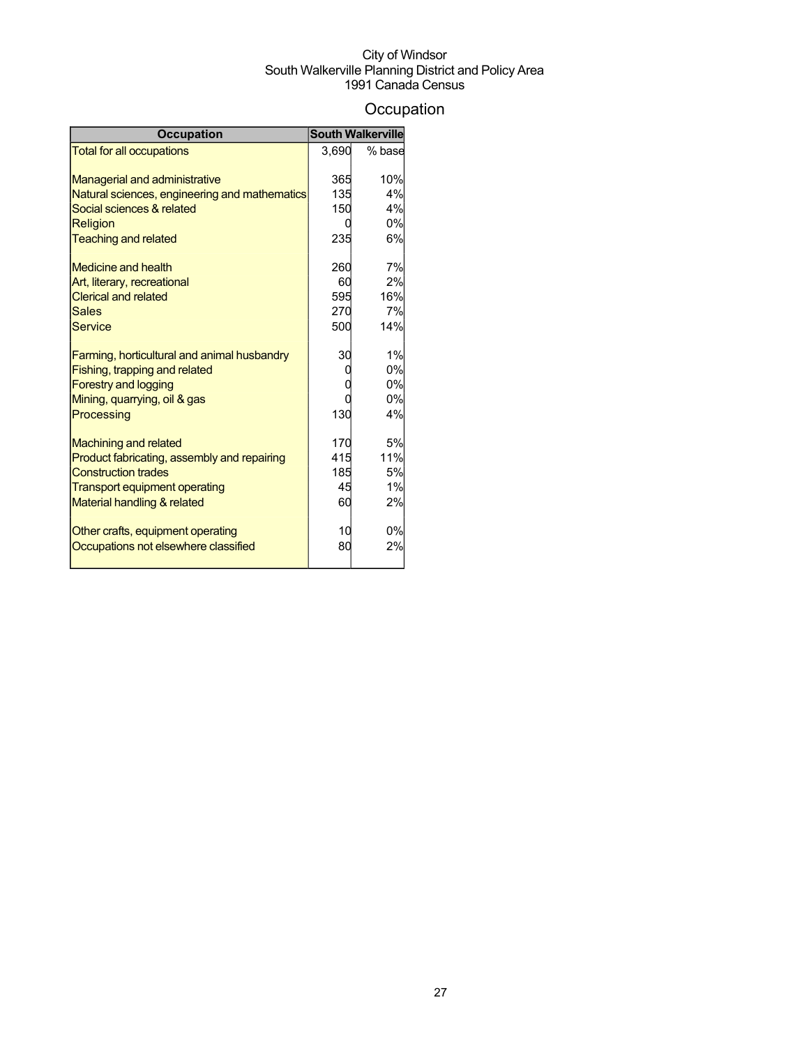City of Windsor
South Walkerville Planning District and Policy Area
1991 Canada Census

# Occupation

| Occupation | South Walkerville | |
|---|---|---|
| Total for all occupations | 3,690 | % base |
| Managerial and administrative | 365 | 10% |
| Natural sciences, engineering and mathematics | 135 | 4% |
| Social sciences & related | 150 | 4% |
| Religion | 0 | 0% |
| Teaching and related | 235 | 6% |
| Medicine and health | 260 | 7% |
| Art, literary, recreational | 60 | 2% |
| Clerical and related | 595 | 16% |
| Sales | 270 | 7% |
| Service | 500 | 14% |
| Farming, horticultural and animal husbandry | 30 | 1% |
| Fishing, trapping and related | 0 | 0% |
| Forestry and logging | 0 | 0% |
| Mining, quarrying, oil & gas | 0 | 0% |
| Processing | 130 | 4% |
| Machining and related | 170 | 5% |
| Product fabricating, assembly and repairing | 415 | 11% |
| Construction trades | 185 | 5% |
| Transport equipment operating | 45 | 1% |
| Material handling & related | 60 | 2% |
| Other crafts, equipment operating | 10 | 0% |
| Occupations not elsewhere classified | 80 | 2% |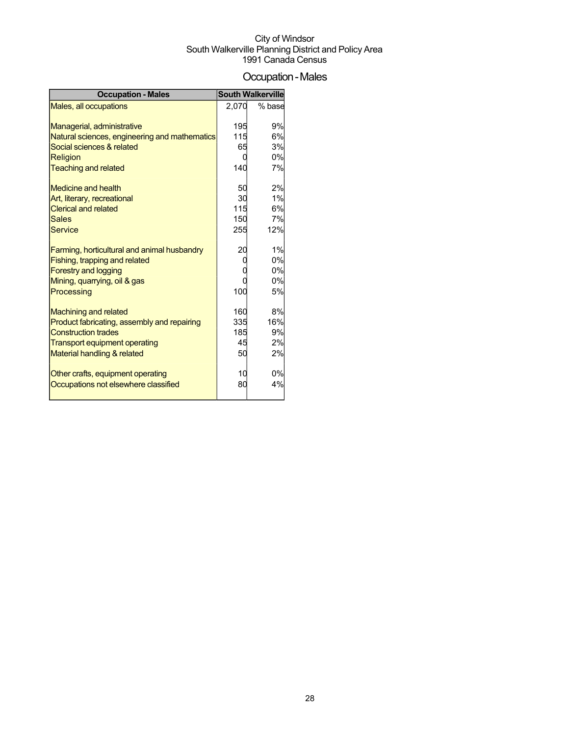City of Windsor
South Walkerville Planning District and Policy Area
1991 Canada Census

# Occupation - Males

| Occupation - Males | South Walkerville | |
|---|---|---|
| Males, all occupations | 2,070 | % base |
| Managerial, administrative | 195 | 9% |
| Natural sciences, engineering and mathematics | 115 | 6% |
| Social sciences & related | 65 | 3% |
| Religion | 0 | 0% |
| Teaching and related | 140 | 7% |
| Medicine and health | 50 | 2% |
| Art, literary, recreational | 30 | 1% |
| Clerical and related | 115 | 6% |
| Sales | 150 | 7% |
| Service | 255 | 12% |
| Farming, horticultural and animal husbandry | 20 | 1% |
| Fishing, trapping and related | 0 | 0% |
| Forestry and logging | 0 | 0% |
| Mining, quarrying, oil & gas | 0 | 0% |
| Processing | 100 | 5% |
| Machining and related | 160 | 8% |
| Product fabricating, assembly and repairing | 335 | 16% |
| Construction trades | 185 | 9% |
| Transport equipment operating | 45 | 2% |
| Material handling & related | 50 | 2% |
| Other crafts, equipment operating | 10 | 0% |
| Occupations not elsewhere classified | 80 | 4% |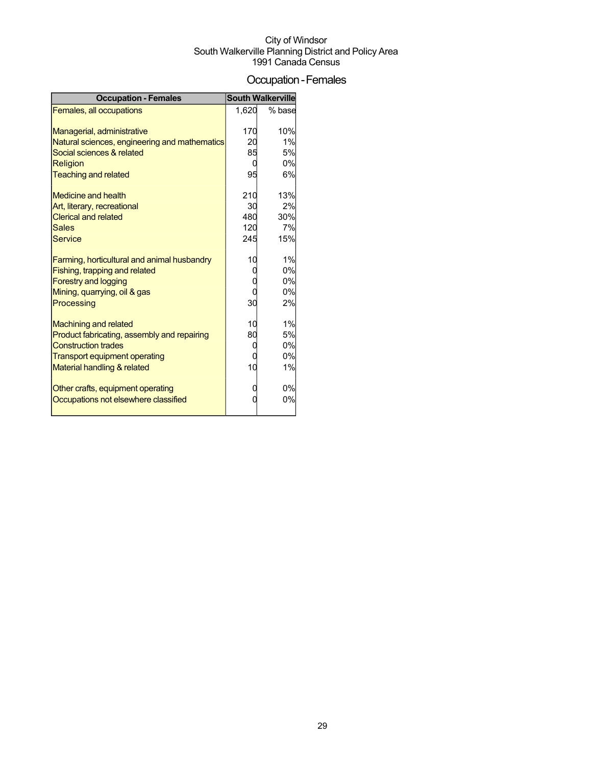City of Windsor
South Walkerville Planning District and Policy Area
1991 Canada Census

# Occupation - Females

| Occupation - Females | South Walkerville | |
|---|---|---|
| Females, all occupations | 1,620 | % base |
| Managerial, administrative | 170 | 10% |
| Natural sciences, engineering and mathematics | 20 | 1% |
| Social sciences & related | 85 | 5% |
| Religion | 0 | 0% |
| Teaching and related | 95 | 6% |
| Medicine and health | 210 | 13% |
| Art, literary, recreational | 30 | 2% |
| Clerical and related | 480 | 30% |
| Sales | 120 | 7% |
| Service | 245 | 15% |
| Farming, horticultural and animal husbandry | 10 | 1% |
| Fishing, trapping and related | 0 | 0% |
| Forestry and logging | 0 | 0% |
| Mining, quarrying, oil & gas | 0 | 0% |
| Processing | 30 | 2% |
| Machining and related | 10 | 1% |
| Product fabricating, assembly and repairing | 80 | 5% |
| Construction trades | 0 | 0% |
| Transport equipment operating | 0 | 0% |
| Material handling & related | 10 | 1% |
| Other crafts, equipment operating | 0 | 0% |
| Occupations not elsewhere classified | 0 | 0% |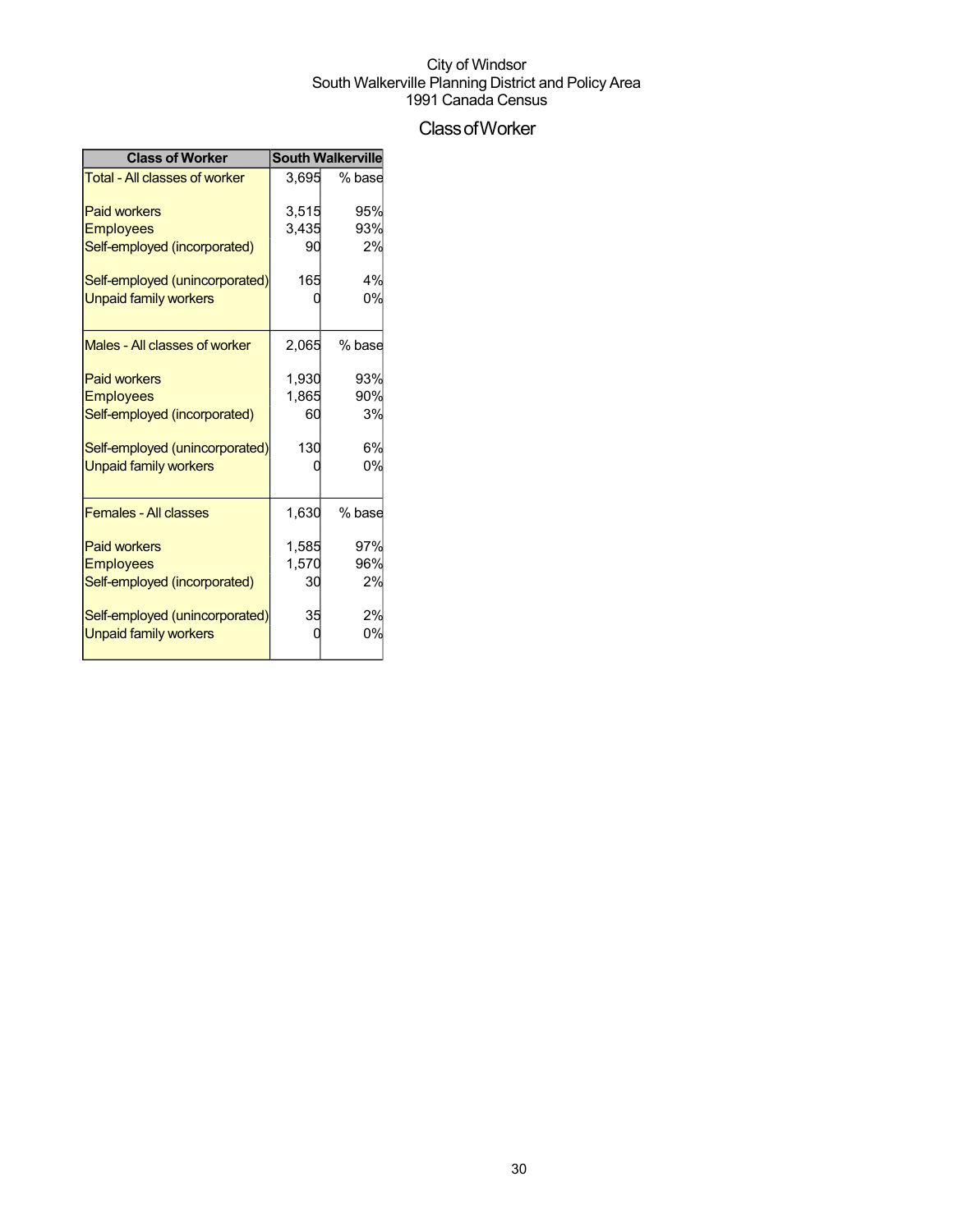City of Windsor
South Walkerville Planning District and Policy Area
1991 Canada Census

# Class of Worker

| Class of Worker | South Walkerville | |
|---|---|---|
| Total - All classes of worker | 3,695 | % base |
| Paid workers | 3,515 | 95% |
| Employees | 3,435 | 93% |
| Self-employed (incorporated) | 90 | 2% |
| Self-employed (unincorporated) | 165 | 4% |
| Unpaid family workers | 0 | 0% |
| Males - All classes of worker | 2,065 | % base |
| Paid workers | 1,930 | 93% |
| Employees | 1,865 | 90% |
| Self-employed (incorporated) | 60 | 3% |
| Self-employed (unincorporated) | 130 | 6% |
| Unpaid family workers | 0 | 0% |
| Females - All classes | 1,630 | % base |
| Paid workers | 1,585 | 97% |
| Employees | 1,570 | 96% |
| Self-employed (incorporated) | 30 | 2% |
| Self-employed (unincorporated) | 35 | 2% |
| Unpaid family workers | 0 | 0% |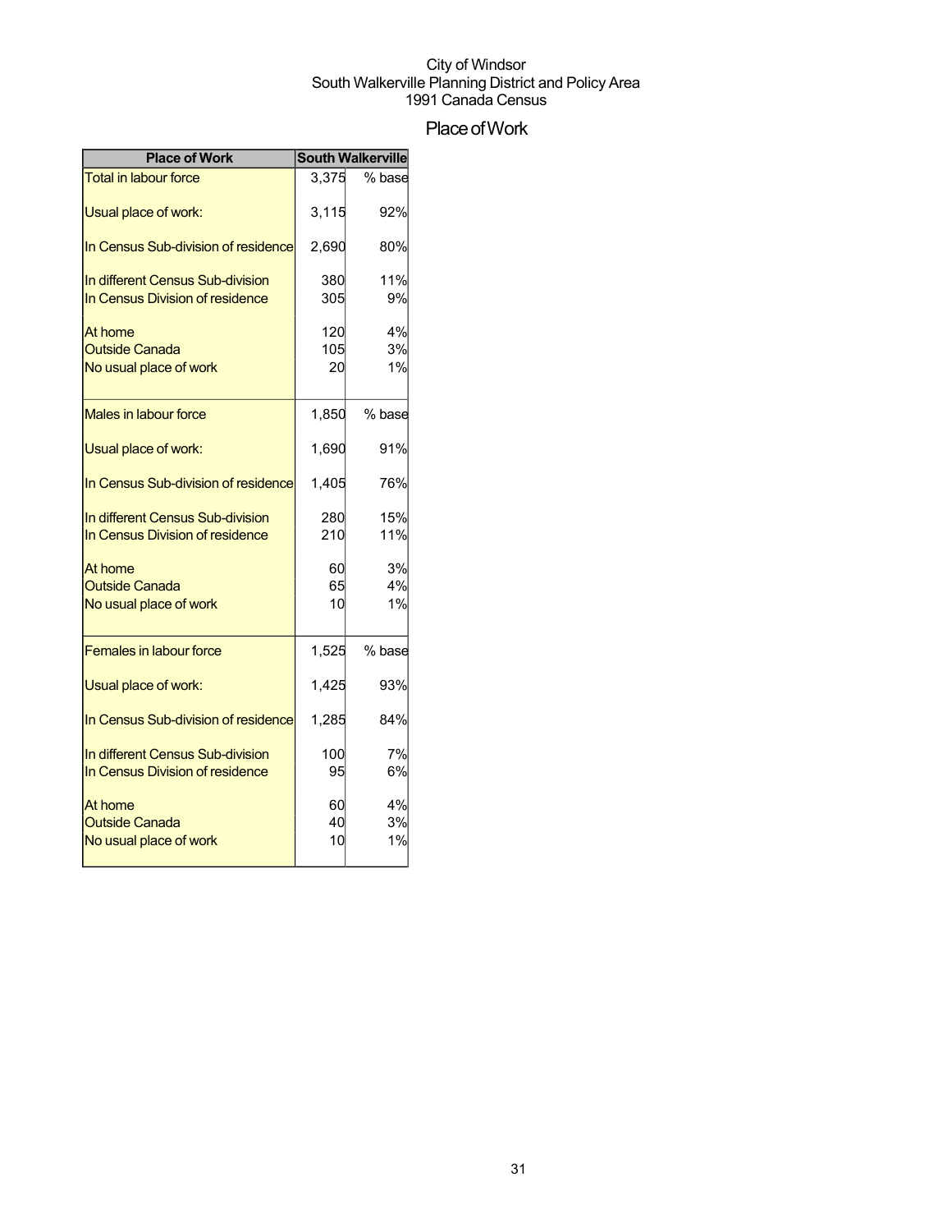City of Windsor
South Walkerville Planning District and Policy Area
1991 Canada Census

# Place of Work

| Place of Work | South Walkerville | |
|---|---|---|
| Total in labour force | 3,375 | % base |
| Usual place of work: | 3,115 | 92% |
| In Census Sub-division of residence | 2,690 | 80% |
| In different Census Sub-division | 380 | 11% |
| In Census Division of residence | 305 | 9% |
| At home | 120 | 4% |
| Outside Canada | 105 | 3% |
| No usual place of work | 20 | 1% |
| Males in labour force | 1,850 | % base |
| Usual place of work: | 1,690 | 91% |
| In Census Sub-division of residence | 1,405 | 76% |
| In different Census Sub-division | 280 | 15% |
| In Census Division of residence | 210 | 11% |
| At home | 60 | 3% |
| Outside Canada | 65 | 4% |
| No usual place of work | 10 | 1% |
| Females in labour force | 1,525 | % base |
| Usual place of work: | 1,425 | 93% |
| In Census Sub-division of residence | 1,285 | 84% |
| In different Census Sub-division | 100 | 7% |
| In Census Division of residence | 95 | 6% |
| At home | 60 | 4% |
| Outside Canada | 40 | 3% |
| No usual place of work | 10 | 1% |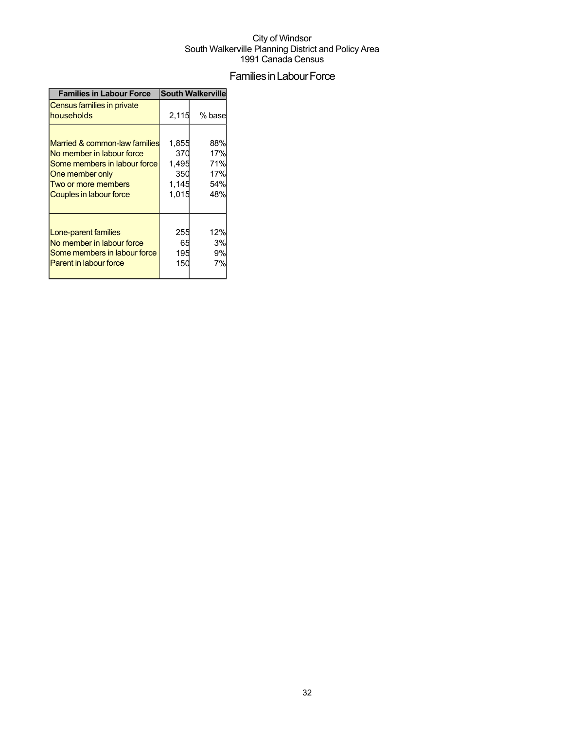City of Windsor
South Walkerville Planning District and Policy Area
1991 Canada Census

# Families in Labour Force

| Families in Labour Force | South Walkerville | |
|---|---|---|
| Census families in private households | 2,115 | % base |
| Married & common-law families | 1,855 | 88% |
| No member in labour force | 370 | 17% |
| Some members in labour force | 1,495 | 71% |
| One member only | 350 | 17% |
| Two or more members | 1,145 | 54% |
| Couples in labour force | 1,015 | 48% |
| Lone-parent families | 255 | 12% |
| No member in labour force | 65 | 3% |
| Some members in labour force | 195 | 9% |
| Parent in labour force | 150 | 7% |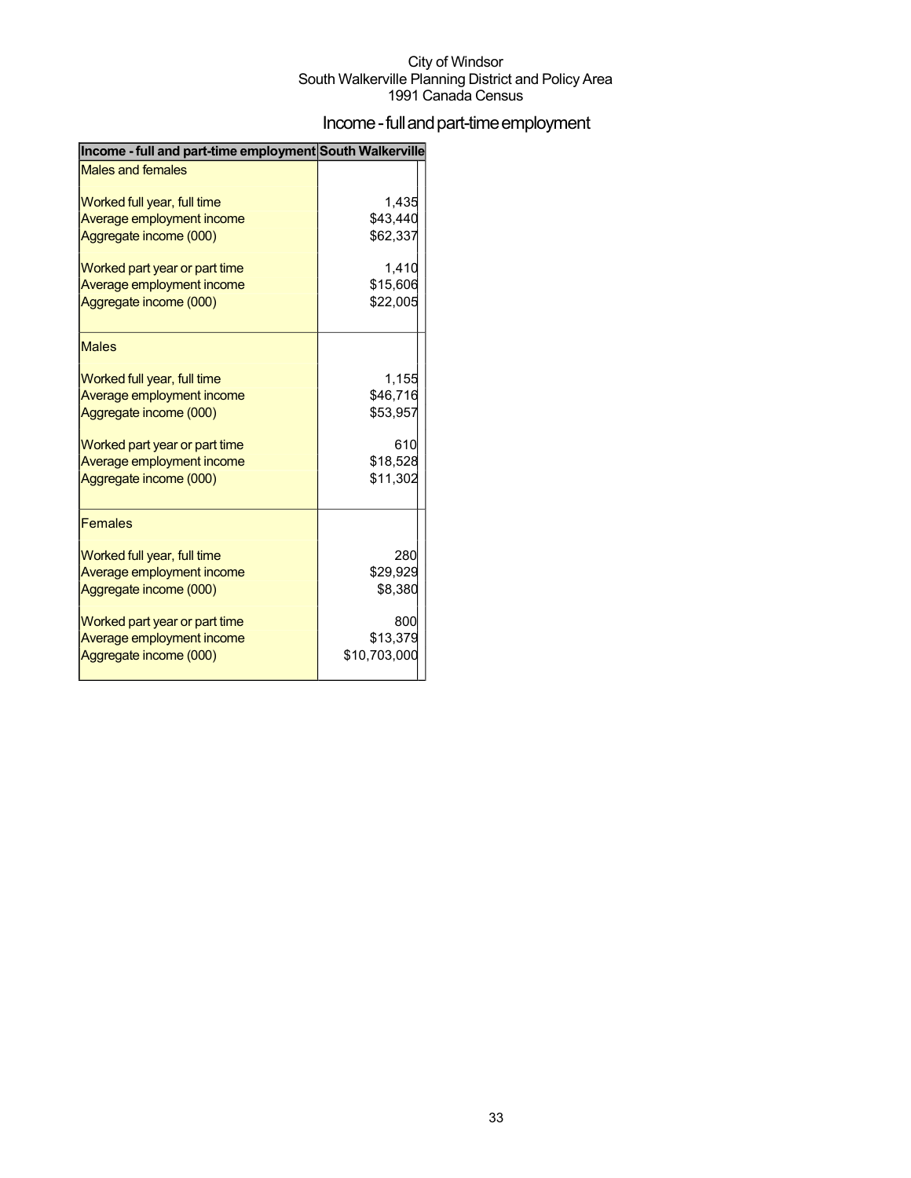City of Windsor
South Walkerville Planning District and Policy Area
1991 Canada Census

# Income - full and part-time employment

| Income - full and part-time employment | South Walkerville |
|---|---|
| Males and females | |
| Worked full year, full time | 1,435 |
| Average employment income | $43,440 |
| Aggregate income (000) | $62,337 |
| Worked part year or part time | 1,410 |
| Average employment income | $15,606 |
| Aggregate income (000) | $22,005 |
| Males | |
| Worked full year, full time | 1,155 |
| Average employment income | $46,716 |
| Aggregate income (000) | $53,957 |
| Worked part year or part time | 610 |
| Average employment income | $18,528 |
| Aggregate income (000) | $11,302 |
| Females | |
| Worked full year, full time | 280 |
| Average employment income | $29,929 |
| Aggregate income (000) | $8,380 |
| Worked part year or part time | 800 |
| Average employment income | $13,379 |
| Aggregate income (000) | $10,703,000 |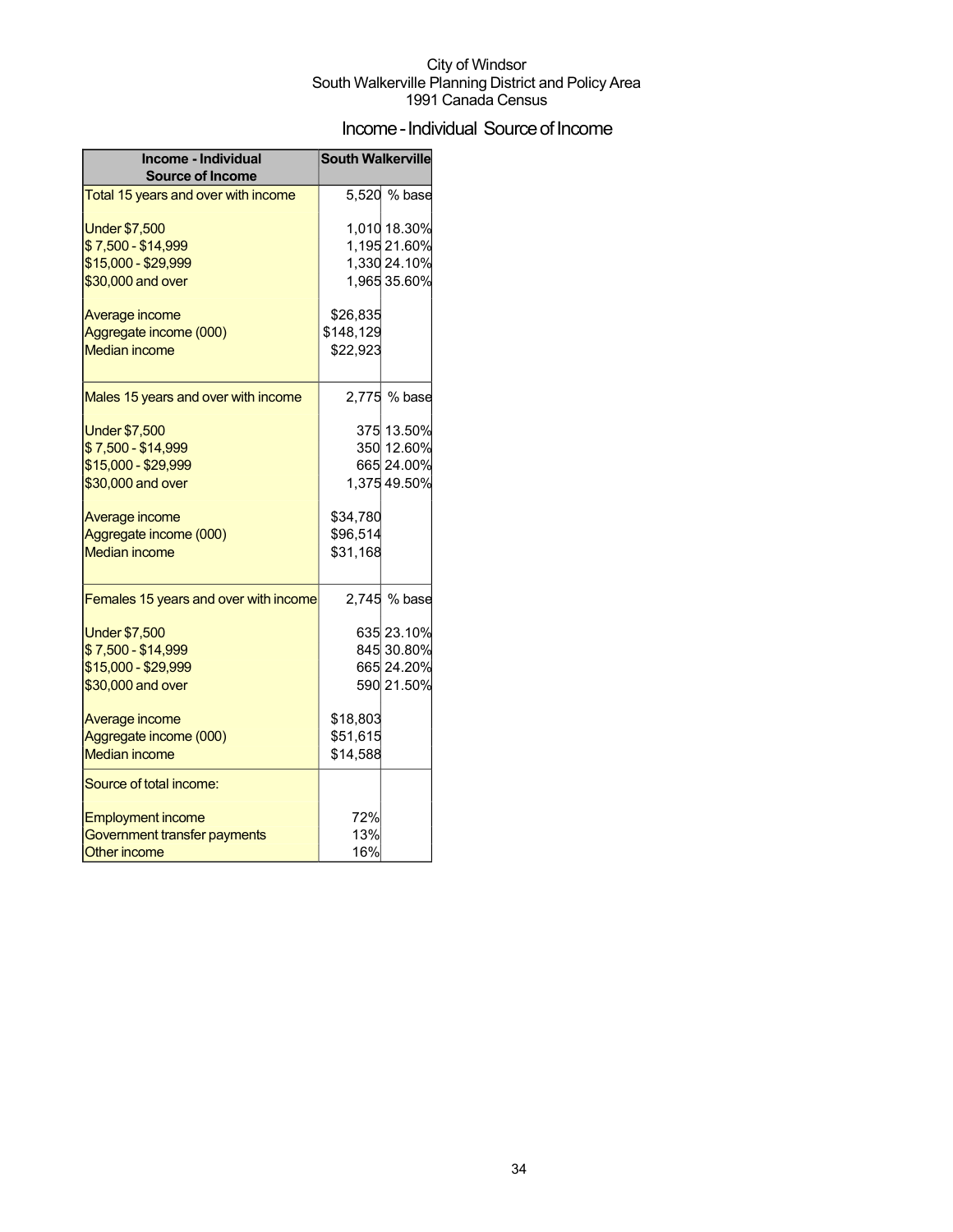City of Windsor
South Walkerville Planning District and Policy Area
1991 Canada Census

# Income - Individual Source of Income

| Income - Individual Source of Income | South Walkerville | |
|---|---|---|
| Total 15 years and over with income | 5,520 | % base |
| Under $7,500 | 1,010 | 18.30% |
| $ 7,500 - $14,999 | 1,195 | 21.60% |
| $15,000 - $29,999 | 1,330 | 24.10% |
| $30,000 and over | 1,965 | 35.60% |
| Average income | $26,835 | |
| Aggregate income (000) | $148,129 | |
| Median income | $22,923 | |
| Males 15 years and over with income | 2,775 | % base |
| Under $7,500 | 375 | 13.50% |
| $ 7,500 - $14,999 | 350 | 12.60% |
| $15,000 - $29,999 | 665 | 24.00% |
| $30,000 and over | 1,375 | 49.50% |
| Average income | $34,780 | |
| Aggregate income (000) | $96,514 | |
| Median income | $31,168 | |
| Females 15 years and over with income | 2,745 | % base |
| Under $7,500 | 635 | 23.10% |
| $ 7,500 - $14,999 | 845 | 30.80% |
| $15,000 - $29,999 | 665 | 24.20% |
| $30,000 and over | 590 | 21.50% |
| Average income | $18,803 | |
| Aggregate income (000) | $51,615 | |
| Median income | $14,588 | |
| Source of total income: | | |
| Employment income | 72% | |
| Government transfer payments | 13% | |
| Other income | 16% | |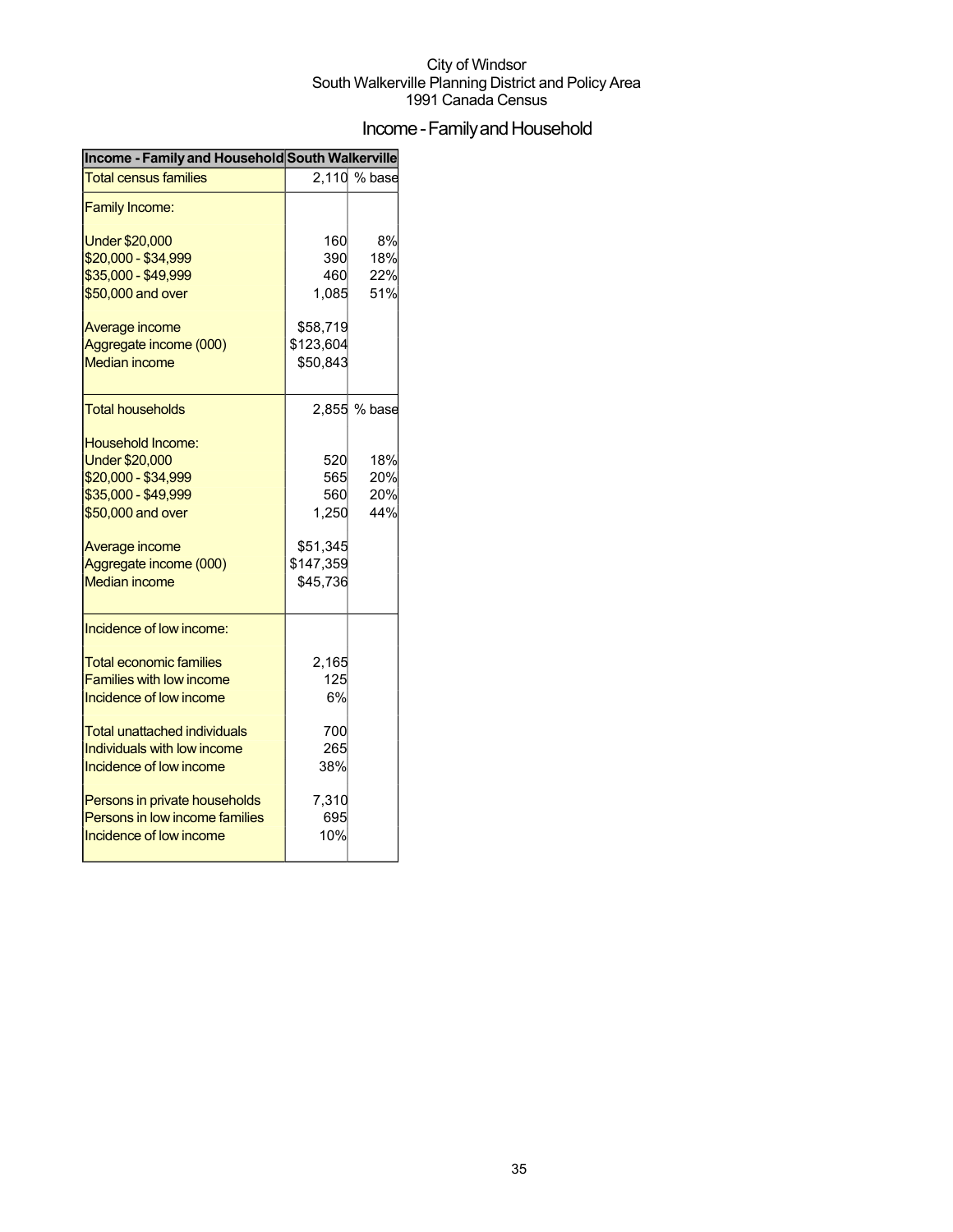City of Windsor
South Walkerville Planning District and Policy Area
1991 Canada Census

# Income - Family and Household

| Income - Family and Household | South Walkerville | |
|---|---|---|
| Total census families | 2,110 | % base |
| Family Income: | | |
| Under $20,000 | 160 | 8% |
| $20,000 - $34,999 | 390 | 18% |
| $35,000 - $49,999 | 460 | 22% |
| $50,000 and over | 1,085 | 51% |
| Average income | $58,719 | |
| Aggregate income (000) | $123,604 | |
| Median income | $50,843 | |
| Total households | 2,855 | % base |
| Household Income: | | |
| Under $20,000 | 520 | 18% |
| $20,000 - $34,999 | 565 | 20% |
| $35,000 - $49,999 | 560 | 20% |
| $50,000 and over | 1,250 | 44% |
| Average income | $51,345 | |
| Aggregate income (000) | $147,359 | |
| Median income | $45,736 | |
| Incidence of low income: | | |
| Total economic families | 2,165 | |
| Families with low income | 125 | |
| Incidence of low income | 6% | |
| Total unattached individuals | 700 | |
| Individuals with low income | 265 | |
| Incidence of low income | 38% | |
| Persons in private households | 7,310 | |
| Persons in low income families | 695 | |
| Incidence of low income | 10% | |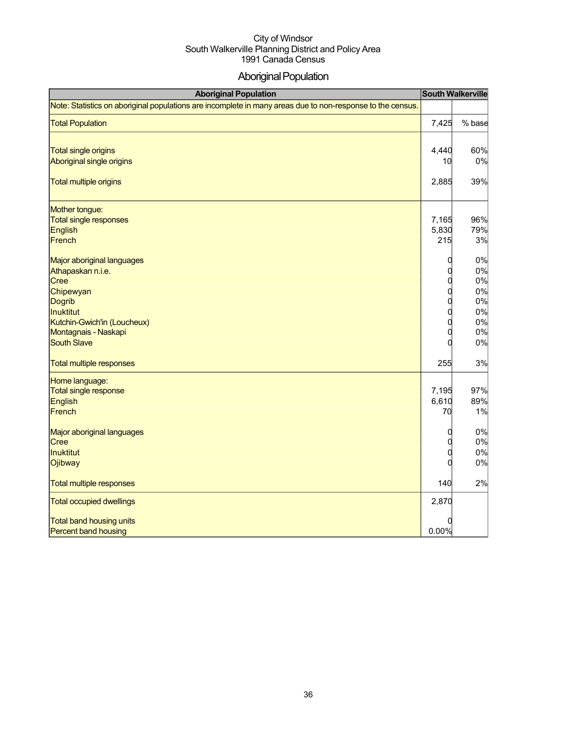City of Windsor
South Walkerville Planning District and Policy Area
1991 Canada Census

# Aboriginal Population

| Aboriginal Population | South Walkerville | |
|---|---|---|
| Note: Statistics on aboriginal populations are incomplete in many areas due to non-response to the census. | | |
| Total Population | 7,425 | % base |
| Total single origins | 4,440 | 60% |
| Aboriginal single origins | 10 | 0% |
| Total multiple origins | 2,885 | 39% |
| Mother tongue: | | |
| Total single responses | 7,165 | 96% |
| English | 5,830 | 79% |
| French | 215 | 3% |
| Major aboriginal languages | 0 | 0% |
| Athapaskan n.i.e. | 0 | 0% |
| Cree | 0 | 0% |
| Chipewyan | 0 | 0% |
| Dogrib | 0 | 0% |
| Inuktitut | 0 | 0% |
| Kutchin-Gwich'in (Loucheux) | 0 | 0% |
| Montagnais - Naskapi | 0 | 0% |
| South Slave | 0 | 0% |
| Total multiple responses | 255 | 3% |
| Home language: | | |
| Total single response | 7,195 | 97% |
| English | 6,610 | 89% |
| French | 70 | 1% |
| Major aboriginal languages | 0 | 0% |
| Cree | 0 | 0% |
| Inuktitut | 0 | 0% |
| Ojibway | 0 | 0% |
| Total multiple responses | 140 | 2% |
| Total occupied dwellings | 2,870 | |
| Total band housing units | 0 | |
| Percent band housing | 0.00% | |